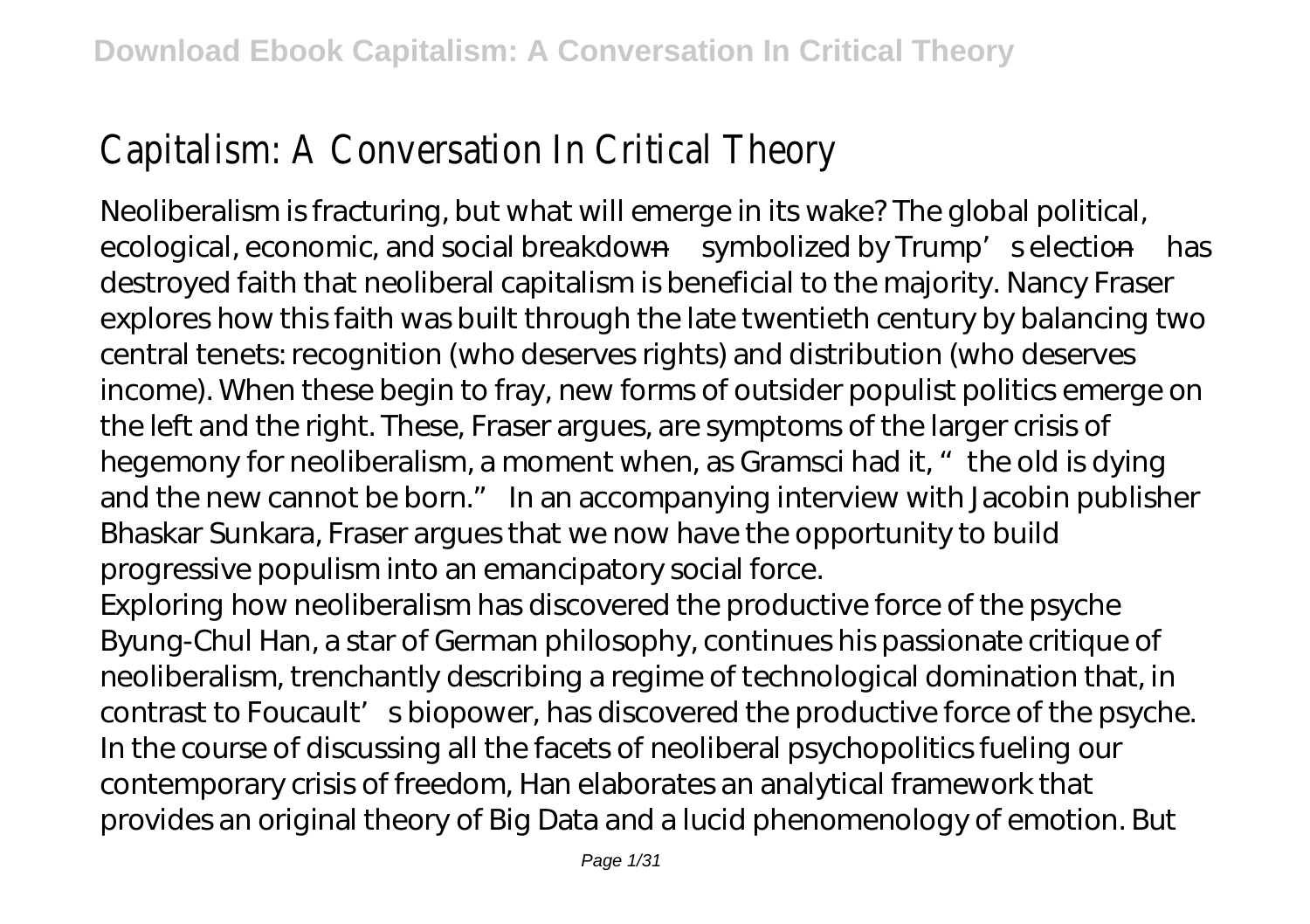# Capitalism: A Conversation In Critical Theory

Neoliberalism is fracturing, but what will emerge in its wake? The global political, ecological, economic, and social breakdown—symbolized by Trump's election—has destroyed faith that neoliberal capitalism is beneficial to the majority. Nancy Fraser explores how this faith was built through the late twentieth century by balancing two central tenets: recognition (who deserves rights) and distribution (who deserves income). When these begin to fray, new forms of outsider populist politics emerge on the left and the right. These, Fraser argues, are symptoms of the larger crisis of hegemony for neoliberalism, a moment when, as Gramsci had it, "the old is dying and the new cannot be born." In an accompanying interview with Jacobin publisher Bhaskar Sunkara, Fraser argues that we now have the opportunity to build progressive populism into an emancipatory social force.

Exploring how neoliberalism has discovered the productive force of the psyche Byung-Chul Han, a star of German philosophy, continues his passionate critique of neoliberalism, trenchantly describing a regime of technological domination that, in contrast to Foucault's biopower, has discovered the productive force of the psyche. In the course of discussing all the facets of neoliberal psychopolitics fueling our contemporary crisis of freedom, Han elaborates an analytical framework that provides an original theory of Big Data and a lucid phenomenology of emotion. But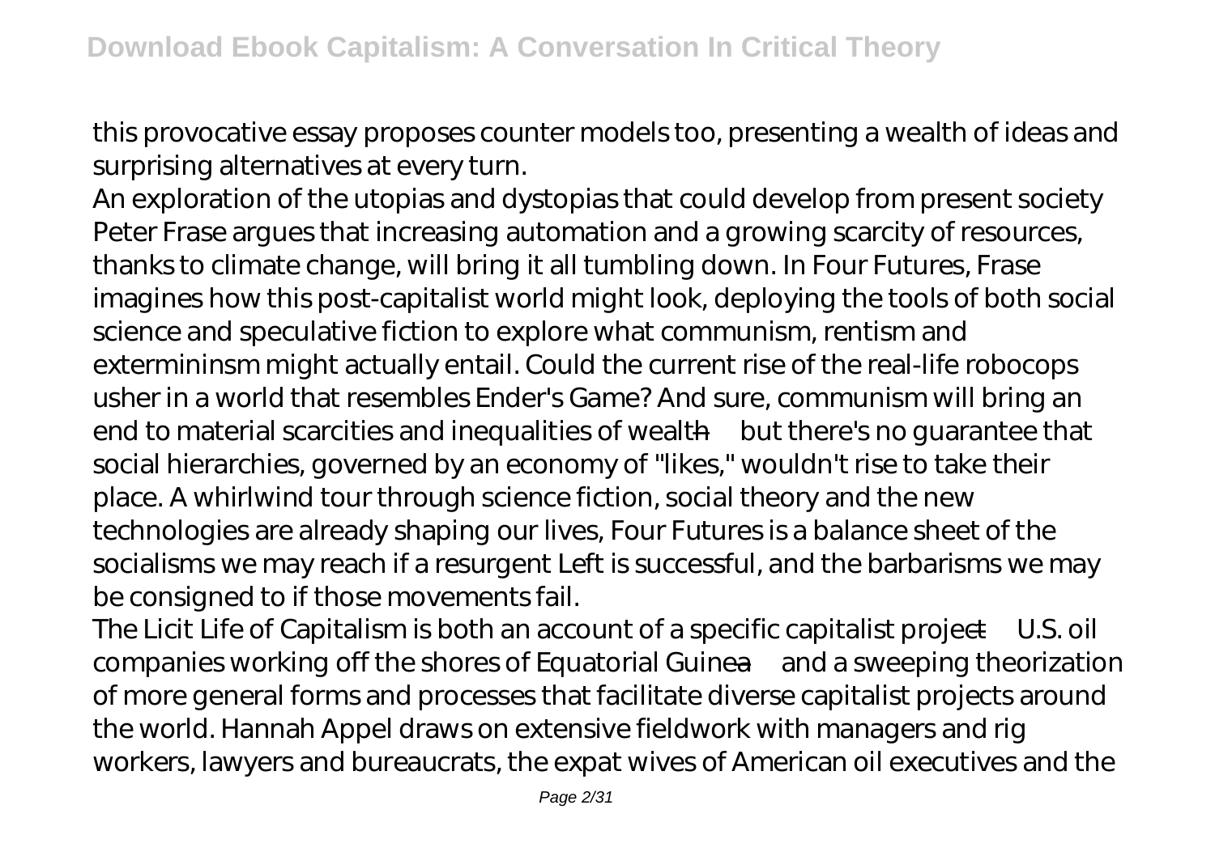this provocative essay proposes counter models too, presenting a wealth of ideas and surprising alternatives at every turn.

An exploration of the utopias and dystopias that could develop from present society Peter Frase argues that increasing automation and a growing scarcity of resources, thanks to climate change, will bring it all tumbling down. In Four Futures, Frase imagines how this post-capitalist world might look, deploying the tools of both social science and speculative fiction to explore what communism, rentism and extermininsm might actually entail. Could the current rise of the real-life robocops usher in a world that resembles Ender's Game? And sure, communism will bring an end to material scarcities and inequalities of wealth—but there's no guarantee that social hierarchies, governed by an economy of "likes," wouldn't rise to take their place. A whirlwind tour through science fiction, social theory and the new technologies are already shaping our lives, Four Futures is a balance sheet of the socialisms we may reach if a resurgent Left is successful, and the barbarisms we may be consigned to if those movements fail.

The Licit Life of Capitalism is both an account of a specific capitalist project—U.S. oil companies working off the shores of Equatorial Guinea—and a sweeping theorization of more general forms and processes that facilitate diverse capitalist projects around the world. Hannah Appel draws on extensive fieldwork with managers and rig workers, lawyers and bureaucrats, the expat wives of American oil executives and the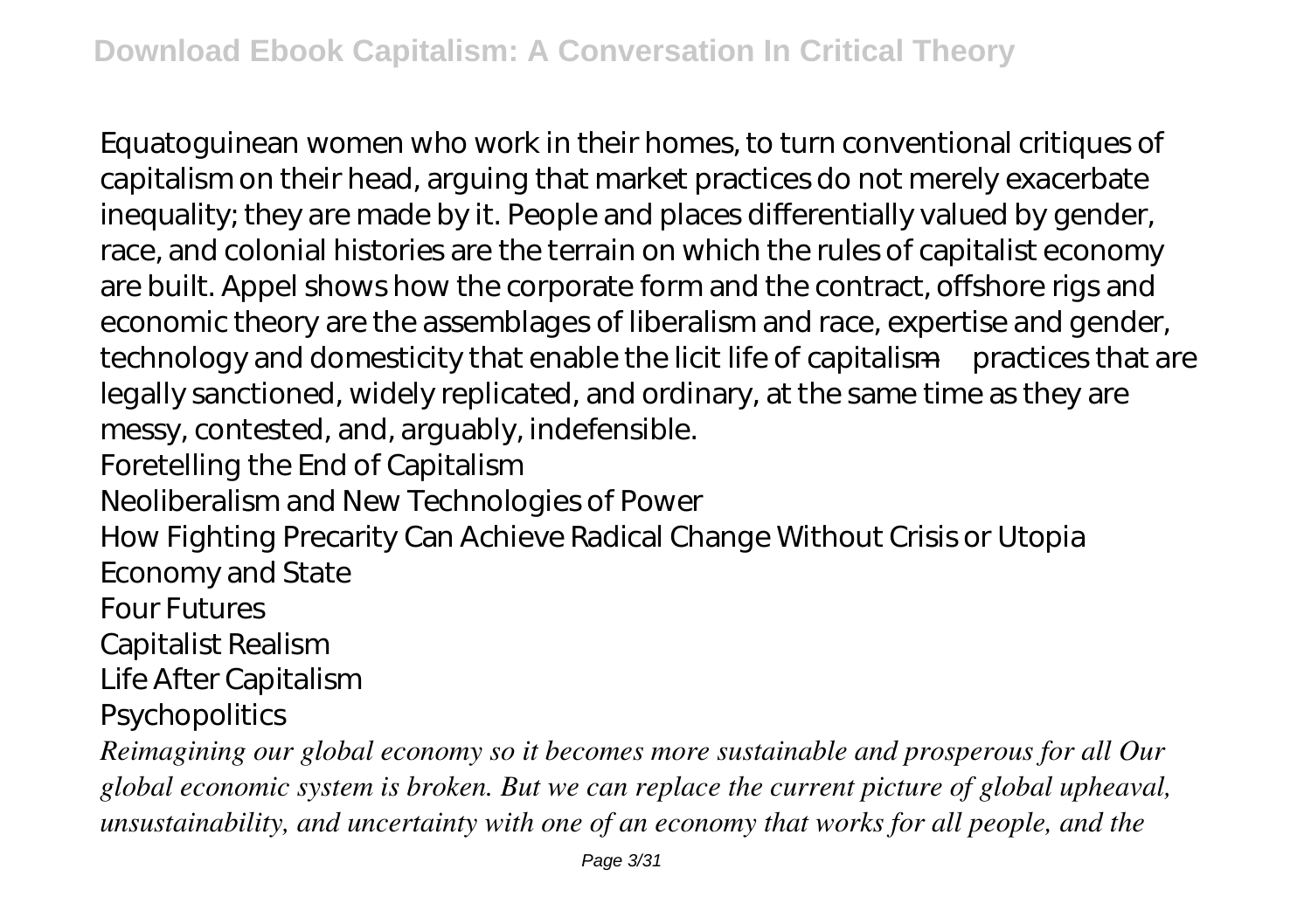Equatoguinean women who work in their homes, to turn conventional critiques of capitalism on their head, arguing that market practices do not merely exacerbate inequality; they are made by it. People and places differentially valued by gender, race, and colonial histories are the terrain on which the rules of capitalist economy are built. Appel shows how the corporate form and the contract, offshore rigs and economic theory are the assemblages of liberalism and race, expertise and gender, technology and domesticity that enable the licit life of capitalism—practices that are legally sanctioned, widely replicated, and ordinary, at the same time as they are messy, contested, and, arguably, indefensible.

Foretelling the End of Capitalism

Neoliberalism and New Technologies of Power

How Fighting Precarity Can Achieve Radical Change Without Crisis or Utopia

Economy and State

Four Futures

Capitalist Realism

Life After Capitalism

Psychopolitics

*Reimagining our global economy so it becomes more sustainable and prosperous for all Our global economic system is broken. But we can replace the current picture of global upheaval, unsustainability, and uncertainty with one of an economy that works for all people, and the*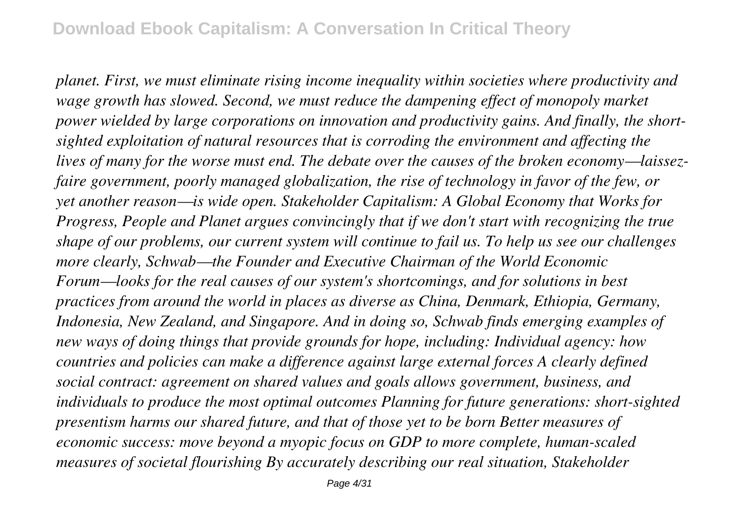*planet. First, we must eliminate rising income inequality within societies where productivity and wage growth has slowed. Second, we must reduce the dampening effect of monopoly market power wielded by large corporations on innovation and productivity gains. And finally, the short-sighted exploitation of natural resources that is corroding the environment and affecting the lives of many for the worse must end. The debate over the causes of the broken economy—laissez-faire government, poorly managed globalization, the rise of technology in favor of the few, or yet another reason—is wide open. Stakeholder Capitalism: A Global Economy that Works for Progress, People and Planet argues convincingly that if we don't start with recognizing the true shape of our problems, our current system will continue to fail us. To help us see our challenges more clearly, Schwab—the Founder and Executive Chairman of the World Economic Forum—looks for the real causes of our system's shortcomings, and for solutions in best practices from around the world in places as diverse as China, Denmark, Ethiopia, Germany, Indonesia, New Zealand, and Singapore. And in doing so, Schwab finds emerging examples of new ways of doing things that provide grounds for hope, including: Individual agency: how countries and policies can make a difference against large external forces A clearly defined social contract: agreement on shared values and goals allows government, business, and individuals to produce the most optimal outcomes Planning for future generations: short-sighted presentism harms our shared future, and that of those yet to be born Better measures of economic success: move beyond a myopic focus on GDP to more complete, human-scaled measures of societal flourishing By accurately describing our real situation, Stakeholder*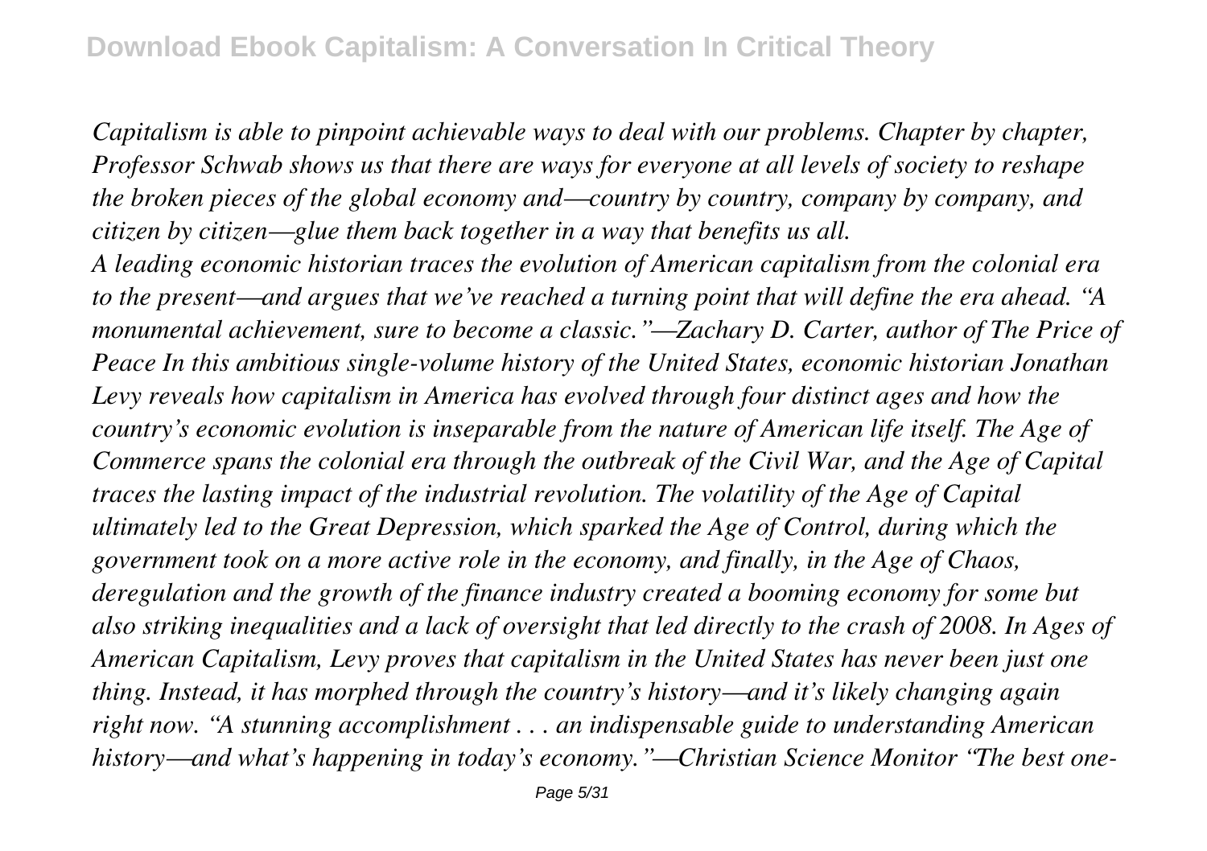*Capitalism is able to pinpoint achievable ways to deal with our problems. Chapter by chapter, Professor Schwab shows us that there are ways for everyone at all levels of society to reshape the broken pieces of the global economy and—country by country, company by company, and citizen by citizen—glue them back together in a way that benefits us all.*

*A leading economic historian traces the evolution of American capitalism from the colonial era to the present—and argues that we've reached a turning point that will define the era ahead. "A monumental achievement, sure to become a classic."—Zachary D. Carter, author of The Price of Peace In this ambitious single-volume history of the United States, economic historian Jonathan Levy reveals how capitalism in America has evolved through four distinct ages and how the country's economic evolution is inseparable from the nature of American life itself. The Age of Commerce spans the colonial era through the outbreak of the Civil War, and the Age of Capital traces the lasting impact of the industrial revolution. The volatility of the Age of Capital ultimately led to the Great Depression, which sparked the Age of Control, during which the government took on a more active role in the economy, and finally, in the Age of Chaos, deregulation and the growth of the finance industry created a booming economy for some but also striking inequalities and a lack of oversight that led directly to the crash of 2008. In Ages of American Capitalism, Levy proves that capitalism in the United States has never been just one thing. Instead, it has morphed through the country's history—and it's likely changing again right now. "A stunning accomplishment . . . an indispensable guide to understanding American history—and what's happening in today's economy."—Christian Science Monitor "The best one-*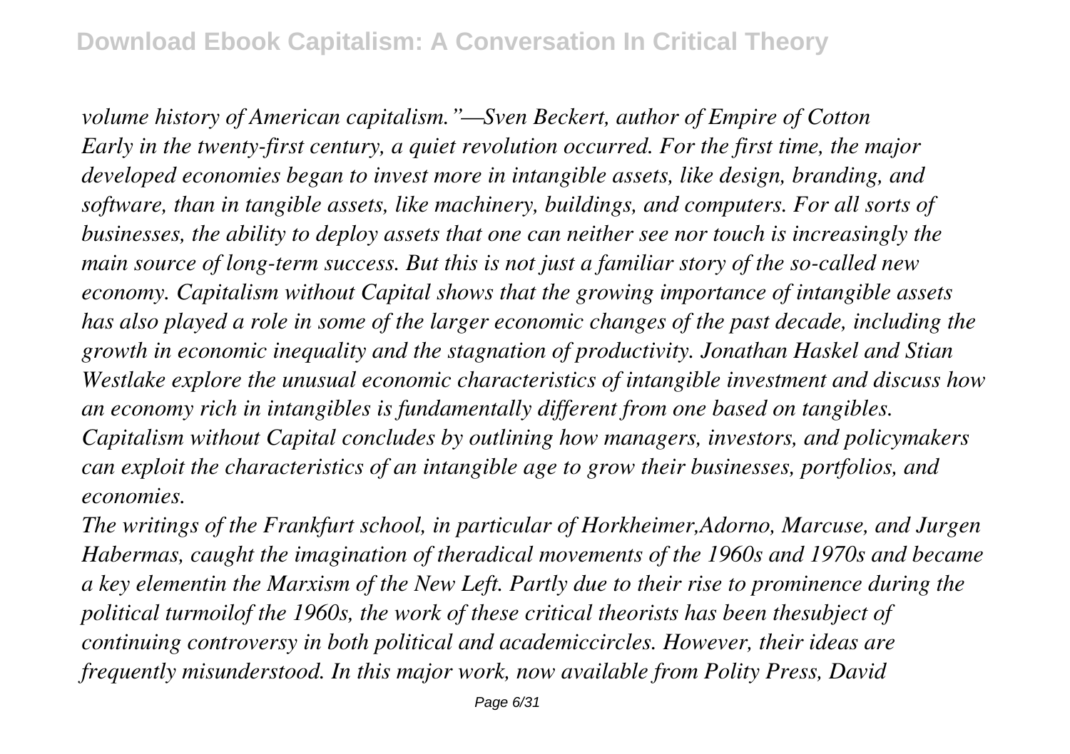*volume history of American capitalism."—Sven Beckert, author of Empire of Cotton*
*Early in the twenty-first century, a quiet revolution occurred. For the first time, the major developed economies began to invest more in intangible assets, like design, branding, and software, than in tangible assets, like machinery, buildings, and computers. For all sorts of businesses, the ability to deploy assets that one can neither see nor touch is increasingly the main source of long-term success. But this is not just a familiar story of the so-called new economy. Capitalism without Capital shows that the growing importance of intangible assets has also played a role in some of the larger economic changes of the past decade, including the growth in economic inequality and the stagnation of productivity. Jonathan Haskel and Stian Westlake explore the unusual economic characteristics of intangible investment and discuss how an economy rich in intangibles is fundamentally different from one based on tangibles. Capitalism without Capital concludes by outlining how managers, investors, and policymakers can exploit the characteristics of an intangible age to grow their businesses, portfolios, and economies.*
*The writings of the Frankfurt school, in particular of Horkheimer,Adorno, Marcuse, and Jurgen Habermas, caught the imagination of theradical movements of the 1960s and 1970s and became a key elementin the Marxism of the New Left. Partly due to their rise to prominence during the political turmoilof the 1960s, the work of these critical theorists has been thesubject of continuing controversy in both political and academiccircles. However, their ideas are frequently misunderstood. In this major work, now available from Polity Press, David*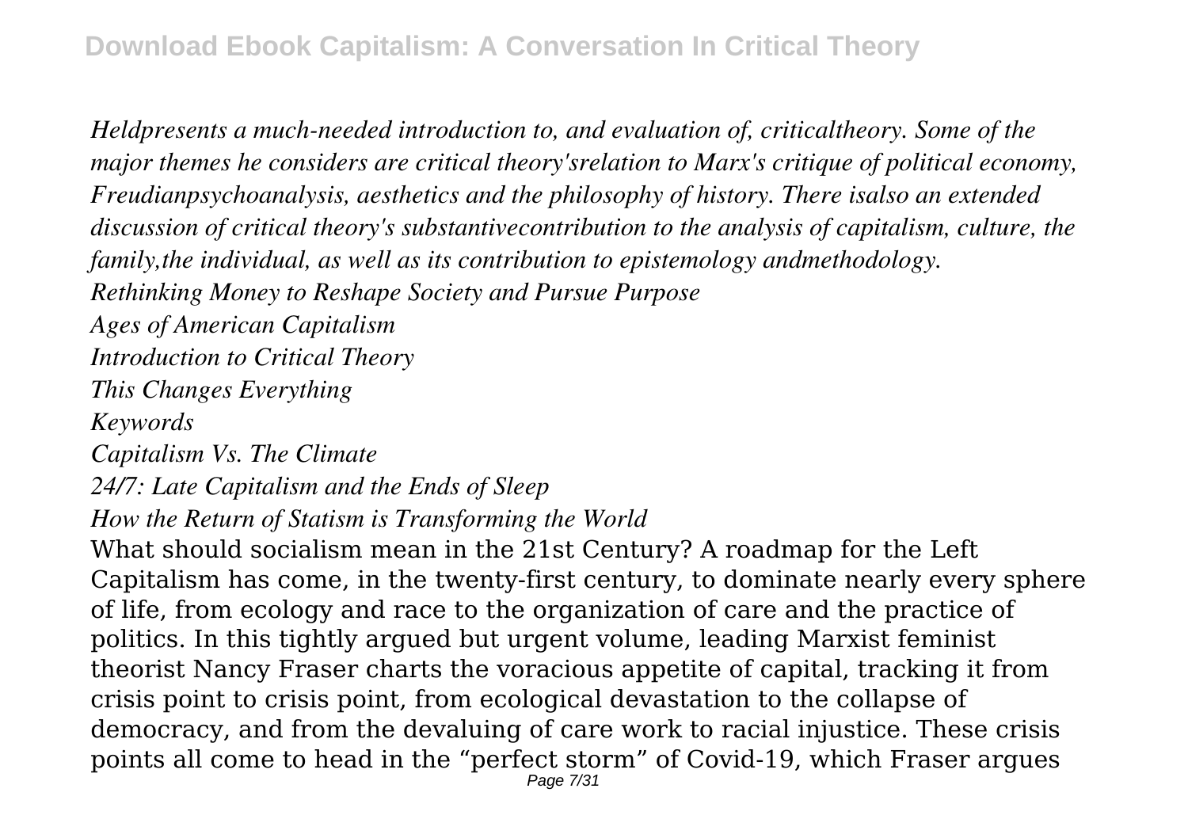*Heldpresents a much-needed introduction to, and evaluation of, criticaltheory. Some of the major themes he considers are critical theory'srelation to Marx's critique of political economy, Freudianpsychoanalysis, aesthetics and the philosophy of history. There isalso an extended discussion of critical theory's substantivecontribution to the analysis of capitalism, culture, the family,the individual, as well as its contribution to epistemology andmethodology.*

*Rethinking Money to Reshape Society and Pursue Purpose*

*Ages of American Capitalism*

*Introduction to Critical Theory*

*This Changes Everything*

*Keywords*

*Capitalism Vs. The Climate*

*24/7: Late Capitalism and the Ends of Sleep*

*How the Return of Statism is Transforming the World*

What should socialism mean in the 21st Century? A roadmap for the Left Capitalism has come, in the twenty-first century, to dominate nearly every sphere of life, from ecology and race to the organization of care and the practice of politics. In this tightly argued but urgent volume, leading Marxist feminist theorist Nancy Fraser charts the voracious appetite of capital, tracking it from crisis point to crisis point, from ecological devastation to the collapse of democracy, and from the devaluing of care work to racial injustice. These crisis points all come to head in the "perfect storm" of Covid-19, which Fraser argues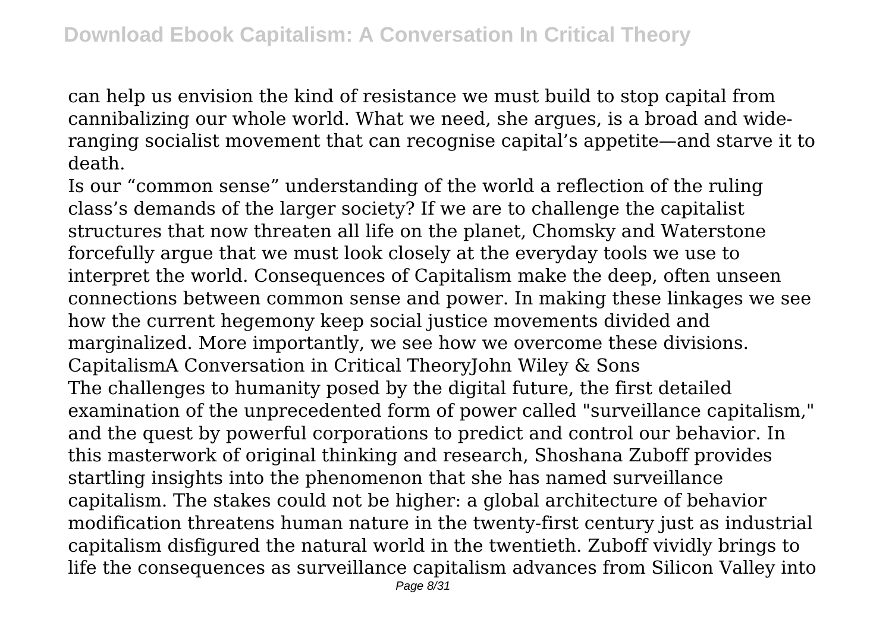can help us envision the kind of resistance we must build to stop capital from cannibalizing our whole world. What we need, she argues, is a broad and wide-ranging socialist movement that can recognise capital's appetite—and starve it to death.

Is our "common sense" understanding of the world a reflection of the ruling class's demands of the larger society? If we are to challenge the capitalist structures that now threaten all life on the planet, Chomsky and Waterstone forcefully argue that we must look closely at the everyday tools we use to interpret the world. Consequences of Capitalism make the deep, often unseen connections between common sense and power. In making these linkages we see how the current hegemony keep social justice movements divided and marginalized. More importantly, we see how we overcome these divisions.

CapitalismA Conversation in Critical TheoryJohn Wiley & Sons

The challenges to humanity posed by the digital future, the first detailed examination of the unprecedented form of power called "surveillance capitalism," and the quest by powerful corporations to predict and control our behavior. In this masterwork of original thinking and research, Shoshana Zuboff provides startling insights into the phenomenon that she has named surveillance capitalism. The stakes could not be higher: a global architecture of behavior modification threatens human nature in the twenty-first century just as industrial capitalism disfigured the natural world in the twentieth. Zuboff vividly brings to life the consequences as surveillance capitalism advances from Silicon Valley into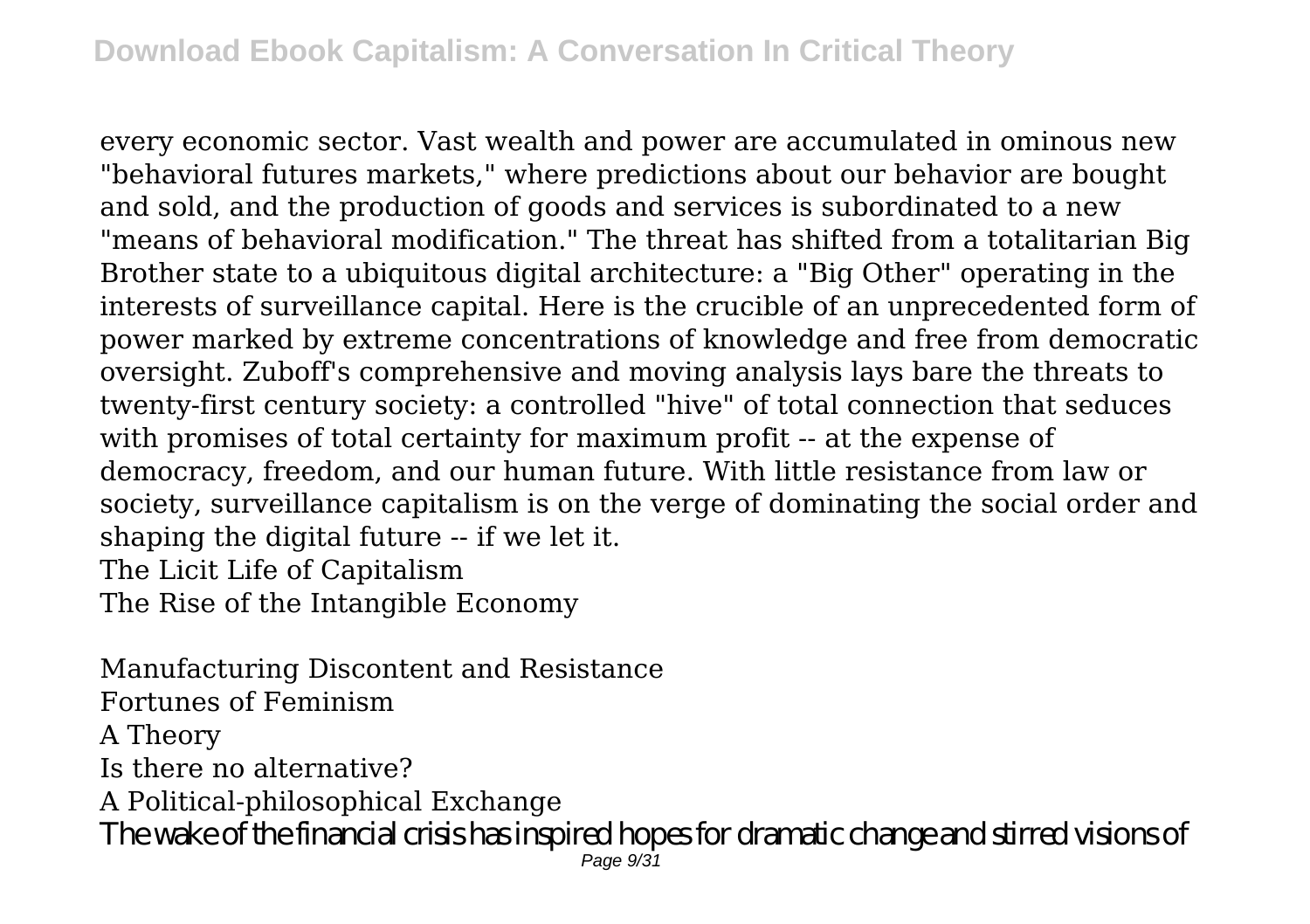every economic sector. Vast wealth and power are accumulated in ominous new "behavioral futures markets," where predictions about our behavior are bought and sold, and the production of goods and services is subordinated to a new "means of behavioral modification." The threat has shifted from a totalitarian Big Brother state to a ubiquitous digital architecture: a "Big Other" operating in the interests of surveillance capital. Here is the crucible of an unprecedented form of power marked by extreme concentrations of knowledge and free from democratic oversight. Zuboff's comprehensive and moving analysis lays bare the threats to twenty-first century society: a controlled "hive" of total connection that seduces with promises of total certainty for maximum profit -- at the expense of democracy, freedom, and our human future. With little resistance from law or society, surveillance capitalism is on the verge of dominating the social order and shaping the digital future -- if we let it.

The Licit Life of Capitalism

The Rise of the Intangible Economy

Manufacturing Discontent and Resistance

Fortunes of Feminism

A Theory

Is there no alternative?

A Political-philosophical Exchange

The wake of the financial crisis has inspired hopes for dramatic change and stirred visions of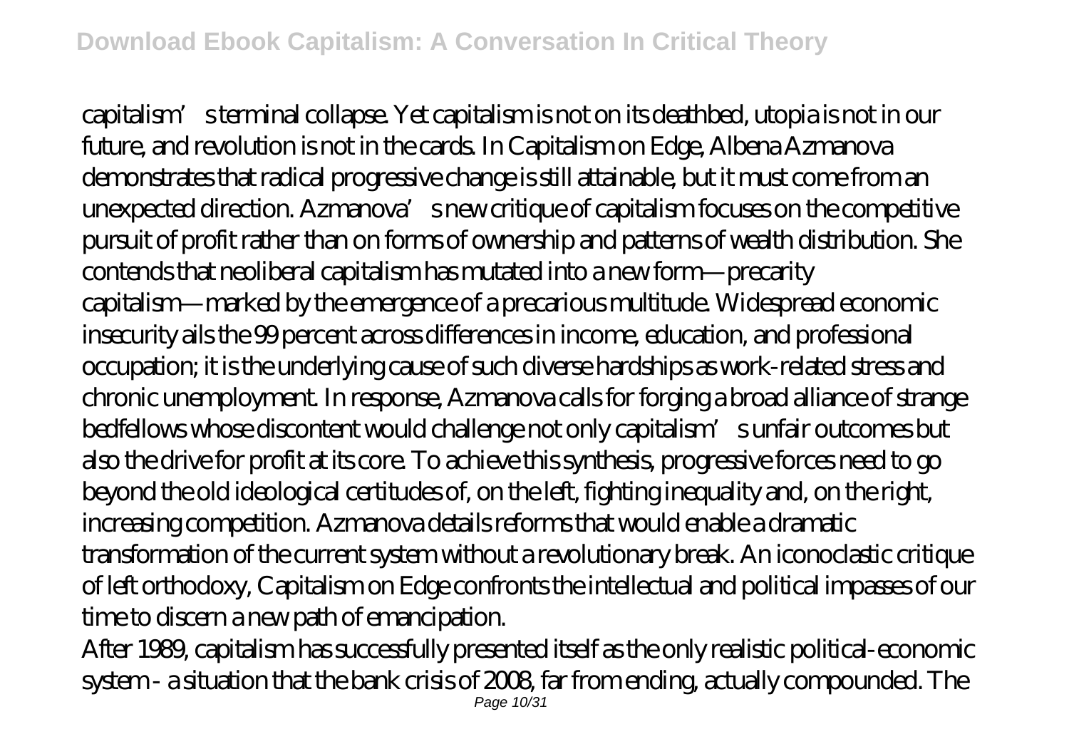capitalism's terminal collapse. Yet capitalism is not on its deathbed, utopia is not in our future, and revolution is not in the cards. In Capitalism on Edge, Albena Azmanova demonstrates that radical progressive change is still attainable, but it must come from an unexpected direction. Azmanova's new critique of capitalism focuses on the competitive pursuit of profit rather than on forms of ownership and patterns of wealth distribution. She contends that neoliberal capitalism has mutated into a new form—precarity capitalism—marked by the emergence of a precarious multitude. Widespread economic insecurity ails the 99 percent across differences in income, education, and professional occupation; it is the underlying cause of such diverse hardships as work-related stress and chronic unemployment. In response, Azmanova calls for forging a broad alliance of strange bedfellows whose discontent would challenge not only capitalism's unfair outcomes but also the drive for profit at its core. To achieve this synthesis, progressive forces need to go beyond the old ideological certitudes of, on the left, fighting inequality and, on the right, increasing competition. Azmanova details reforms that would enable a dramatic transformation of the current system without a revolutionary break. An iconoclastic critique of left orthodoxy, Capitalism on Edge confronts the intellectual and political impasses of our time to discern a new path of emancipation.

After 1989, capitalism has successfully presented itself as the only realistic political-economic system - a situation that the bank crisis of 2008, far from ending, actually compounded. The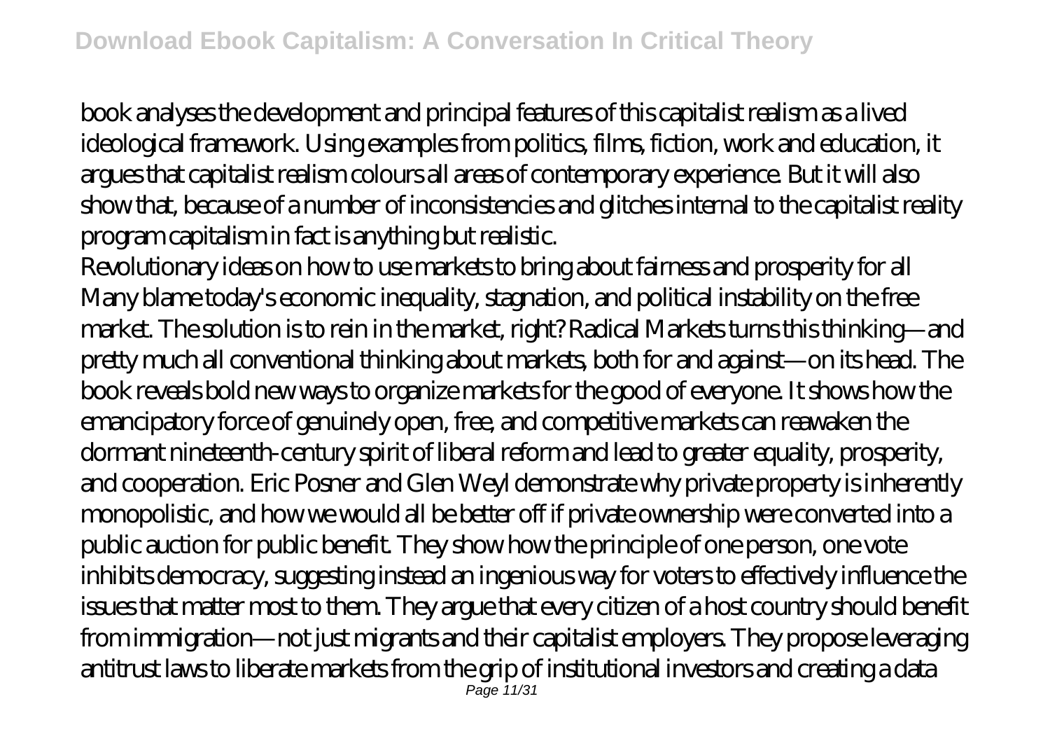book analyses the development and principal features of this capitalist realism as a lived ideological framework. Using examples from politics, films, fiction, work and education, it argues that capitalist realism colours all areas of contemporary experience. But it will also show that, because of a number of inconsistencies and glitches internal to the capitalist reality program capitalism in fact is anything but realistic.

Revolutionary ideas on how to use markets to bring about fairness and prosperity for all Many blame today's economic inequality, stagnation, and political instability on the free market. The solution is to rein in the market, right? Radical Markets turns this thinking—and pretty much all conventional thinking about markets, both for and against—on its head. The book reveals bold new ways to organize markets for the good of everyone. It shows how the emancipatory force of genuinely open, free, and competitive markets can reawaken the dormant nineteenth-century spirit of liberal reform and lead to greater equality, prosperity, and cooperation. Eric Posner and Glen Weyl demonstrate why private property is inherently monopolistic, and how we would all be better off if private ownership were converted into a public auction for public benefit. They show how the principle of one person, one vote inhibits democracy, suggesting instead an ingenious way for voters to effectively influence the issues that matter most to them. They argue that every citizen of a host country should benefit from immigration—not just migrants and their capitalist employers. They propose leveraging antitrust laws to liberate markets from the grip of institutional investors and creating a data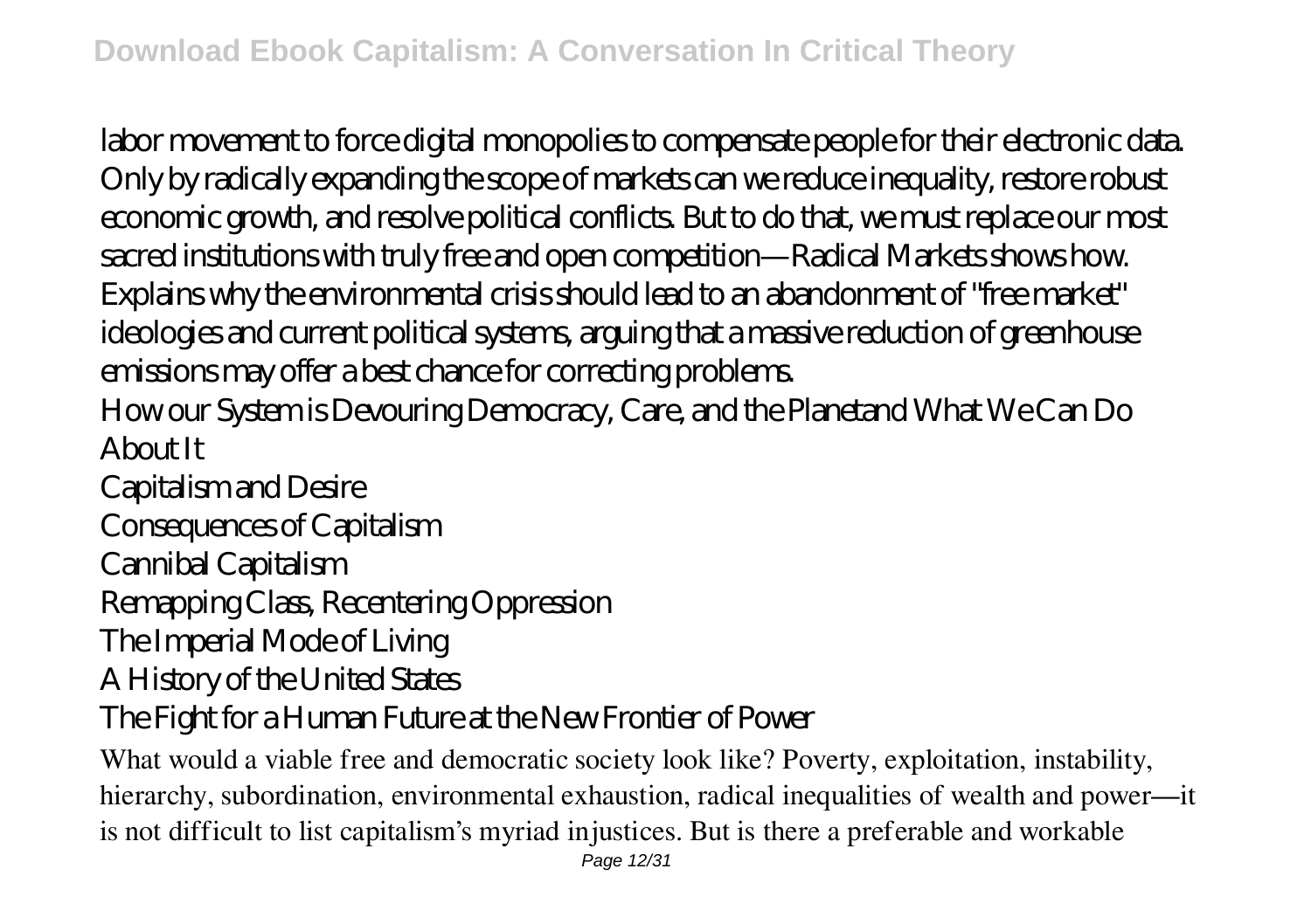labor movement to force digital monopolies to compensate people for their electronic data. Only by radically expanding the scope of markets can we reduce inequality, restore robust economic growth, and resolve political conflicts. But to do that, we must replace our most sacred institutions with truly free and open competition—Radical Markets shows how.

Explains why the environmental crisis should lead to an abandonment of "free market" ideologies and current political systems, arguing that a massive reduction of greenhouse emissions may offer a best chance for correcting problems.

How our System is Devouring Democracy, Care, and the Planetand What We Can Do About It

Capitalism and Desire

Consequences of Capitalism

Cannibal Capitalism

Remapping Class, Recentering Oppression

The Imperial Mode of Living

A History of the United States

The Fight for a Human Future at the New Frontier of Power

What would a viable free and democratic society look like? Poverty, exploitation, instability, hierarchy, subordination, environmental exhaustion, radical inequalities of wealth and power—it is not difficult to list capitalism's myriad injustices. But is there a preferable and workable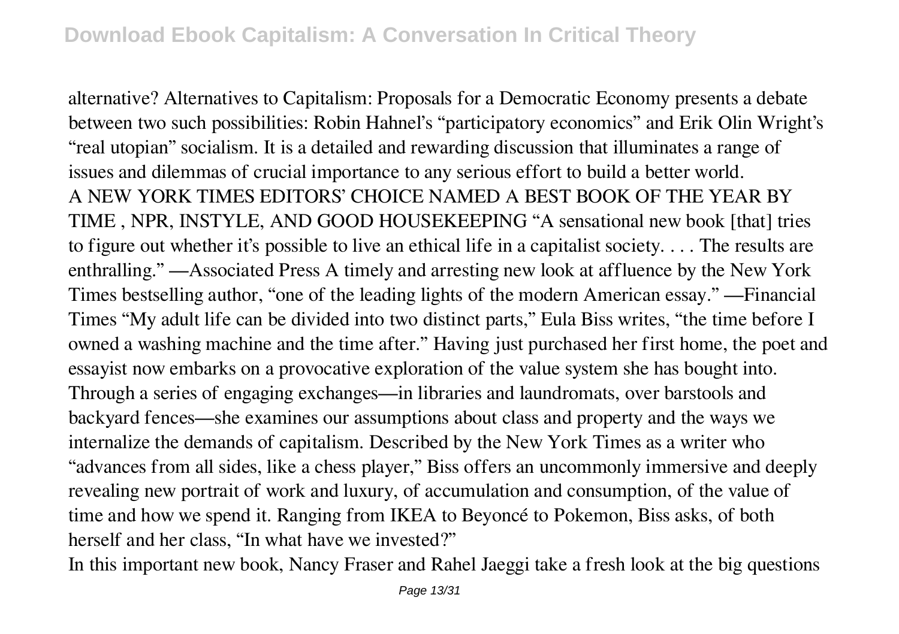alternative? Alternatives to Capitalism: Proposals for a Democratic Economy presents a debate between two such possibilities: Robin Hahnel's "participatory economics" and Erik Olin Wright's "real utopian" socialism. It is a detailed and rewarding discussion that illuminates a range of issues and dilemmas of crucial importance to any serious effort to build a better world.

A NEW YORK TIMES EDITORS' CHOICE NAMED A BEST BOOK OF THE YEAR BY TIME , NPR, INSTYLE, AND GOOD HOUSEKEEPING "A sensational new book [that] tries to figure out whether it's possible to live an ethical life in a capitalist society. . . . The results are enthralling." —Associated Press A timely and arresting new look at affluence by the New York Times bestselling author, "one of the leading lights of the modern American essay." —Financial Times "My adult life can be divided into two distinct parts," Eula Biss writes, "the time before I owned a washing machine and the time after." Having just purchased her first home, the poet and essayist now embarks on a provocative exploration of the value system she has bought into. Through a series of engaging exchanges—in libraries and laundromats, over barstools and backyard fences—she examines our assumptions about class and property and the ways we internalize the demands of capitalism. Described by the New York Times as a writer who "advances from all sides, like a chess player," Biss offers an uncommonly immersive and deeply revealing new portrait of work and luxury, of accumulation and consumption, of the value of time and how we spend it. Ranging from IKEA to Beyoncé to Pokemon, Biss asks, of both herself and her class, "In what have we invested?"

In this important new book, Nancy Fraser and Rahel Jaeggi take a fresh look at the big questions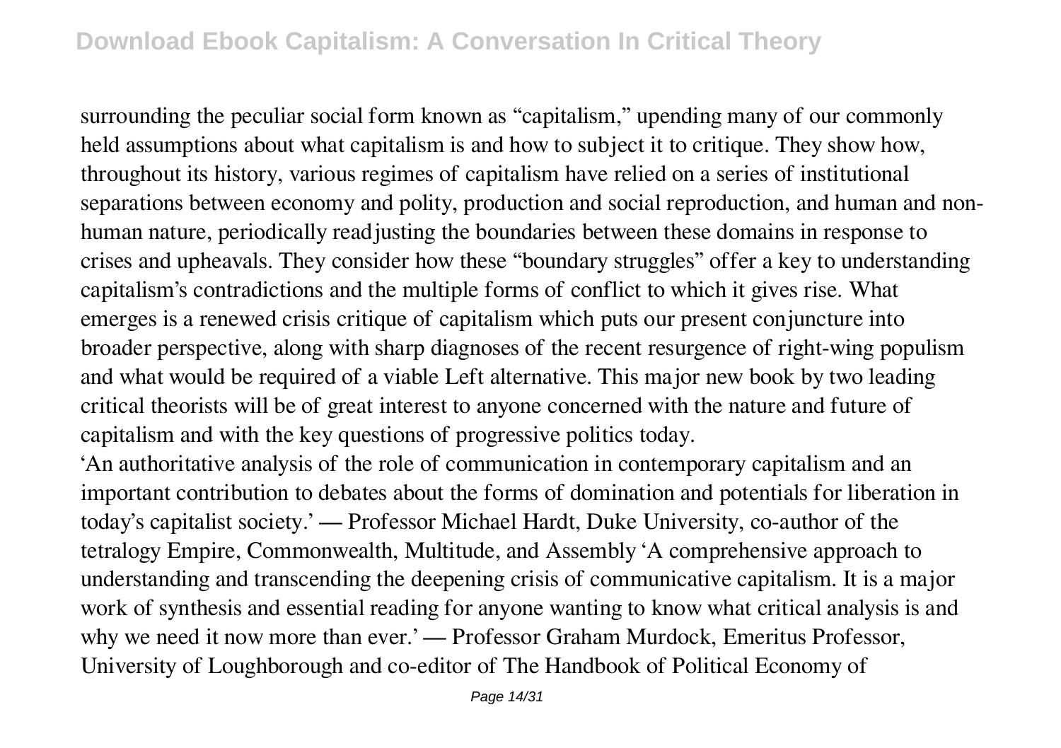surrounding the peculiar social form known as "capitalism," upending many of our commonly held assumptions about what capitalism is and how to subject it to critique. They show how, throughout its history, various regimes of capitalism have relied on a series of institutional separations between economy and polity, production and social reproduction, and human and non-human nature, periodically readjusting the boundaries between these domains in response to crises and upheavals. They consider how these "boundary struggles" offer a key to understanding capitalism's contradictions and the multiple forms of conflict to which it gives rise. What emerges is a renewed crisis critique of capitalism which puts our present conjuncture into broader perspective, along with sharp diagnoses of the recent resurgence of right-wing populism and what would be required of a viable Left alternative. This major new book by two leading critical theorists will be of great interest to anyone concerned with the nature and future of capitalism and with the key questions of progressive politics today.

'An authoritative analysis of the role of communication in contemporary capitalism and an important contribution to debates about the forms of domination and potentials for liberation in today's capitalist society.' — Professor Michael Hardt, Duke University, co-author of the tetralogy Empire, Commonwealth, Multitude, and Assembly 'A comprehensive approach to understanding and transcending the deepening crisis of communicative capitalism. It is a major work of synthesis and essential reading for anyone wanting to know what critical analysis is and why we need it now more than ever.' — Professor Graham Murdock, Emeritus Professor, University of Loughborough and co-editor of The Handbook of Political Economy of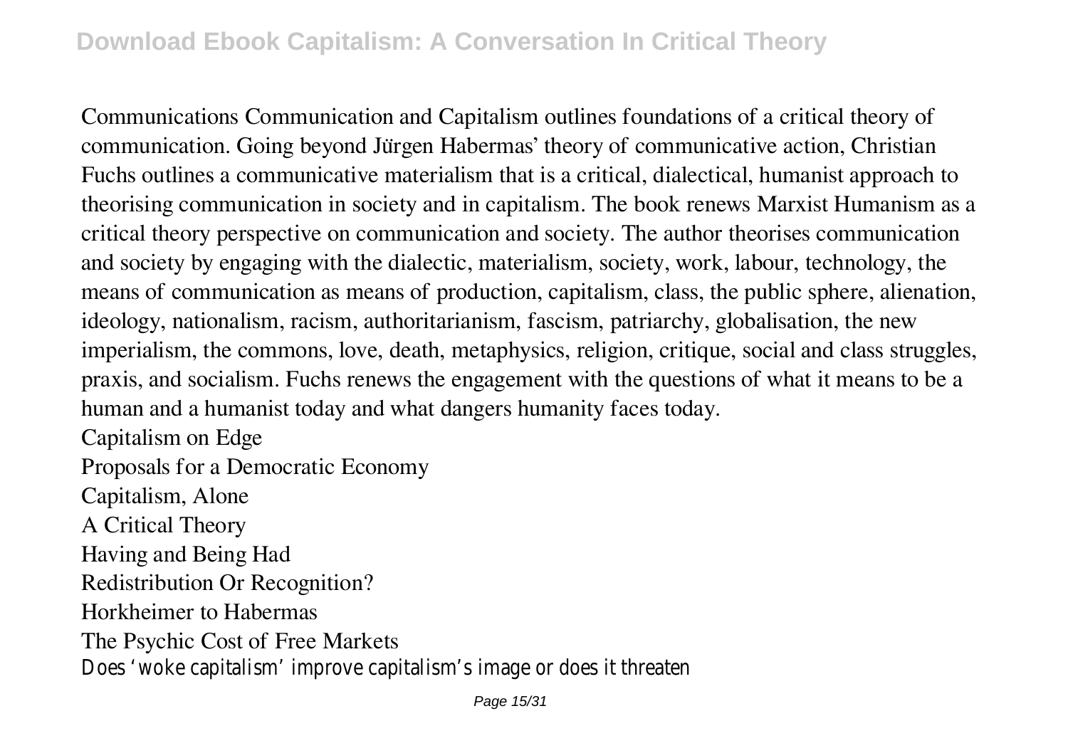Communications Communication and Capitalism outlines foundations of a critical theory of communication. Going beyond Jürgen Habermas' theory of communicative action, Christian Fuchs outlines a communicative materialism that is a critical, dialectical, humanist approach to theorising communication in society and in capitalism. The book renews Marxist Humanism as a critical theory perspective on communication and society. The author theorises communication and society by engaging with the dialectic, materialism, society, work, labour, technology, the means of communication as means of production, capitalism, class, the public sphere, alienation, ideology, nationalism, racism, authoritarianism, fascism, patriarchy, globalisation, the new imperialism, the commons, love, death, metaphysics, religion, critique, social and class struggles, praxis, and socialism. Fuchs renews the engagement with the questions of what it means to be a human and a humanist today and what dangers humanity faces today.

Capitalism on Edge

Proposals for a Democratic Economy

Capitalism, Alone

A Critical Theory

Having and Being Had

Redistribution Or Recognition?

Horkheimer to Habermas

The Psychic Cost of Free Markets

Does 'woke capitalism' improve capitalism's image or does it threaten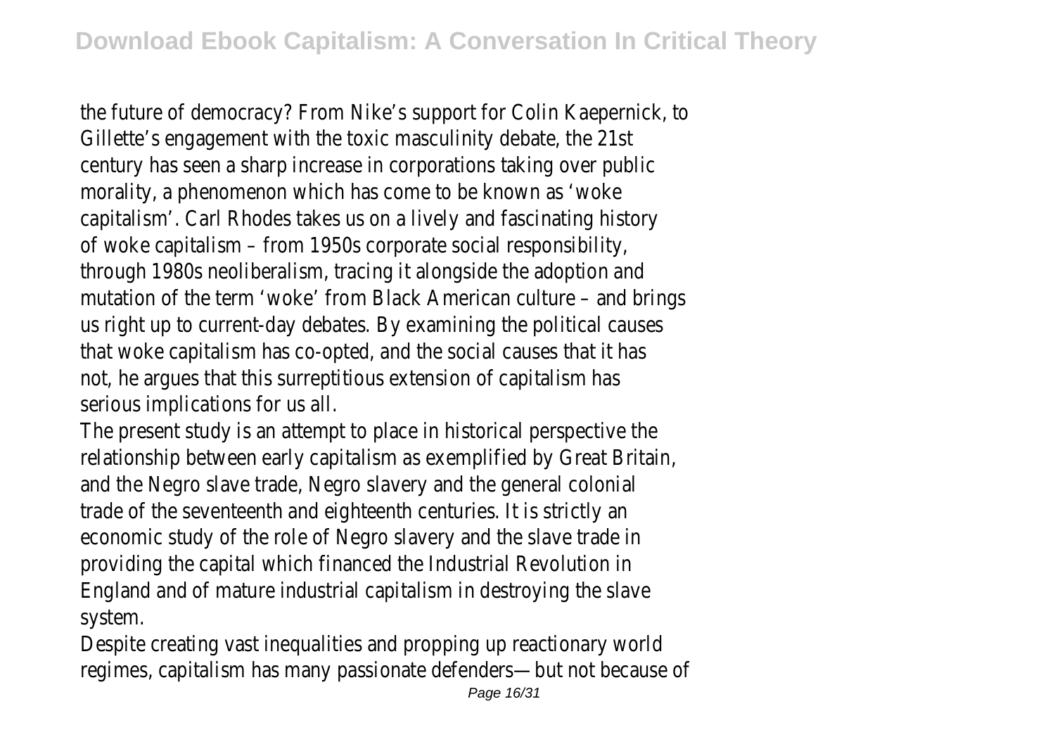the future of democracy? From Nike's support for Colin Kaepernick, to Gillette's engagement with the toxic masculinity debate, the 21st century has seen a sharp increase in corporations taking over public morality, a phenomenon which has come to be known as 'woke capitalism'. Carl Rhodes takes us on a lively and fascinating history of woke capitalism – from 1950s corporate social responsibility, through 1980s neoliberalism, tracing it alongside the adoption and mutation of the term 'woke' from Black American culture – and brings us right up to current-day debates. By examining the political causes that woke capitalism has co-opted, and the social causes that it has not, he argues that this surreptitious extension of capitalism has serious implications for us all.

The present study is an attempt to place in historical perspective the relationship between early capitalism as exemplified by Great Britain, and the Negro slave trade, Negro slavery and the general colonial trade of the seventeenth and eighteenth centuries. It is strictly an economic study of the role of Negro slavery and the slave trade in providing the capital which financed the Industrial Revolution in England and of mature industrial capitalism in destroying the slave system.

Despite creating vast inequalities and propping up reactionary world regimes, capitalism has many passionate defenders—but not because of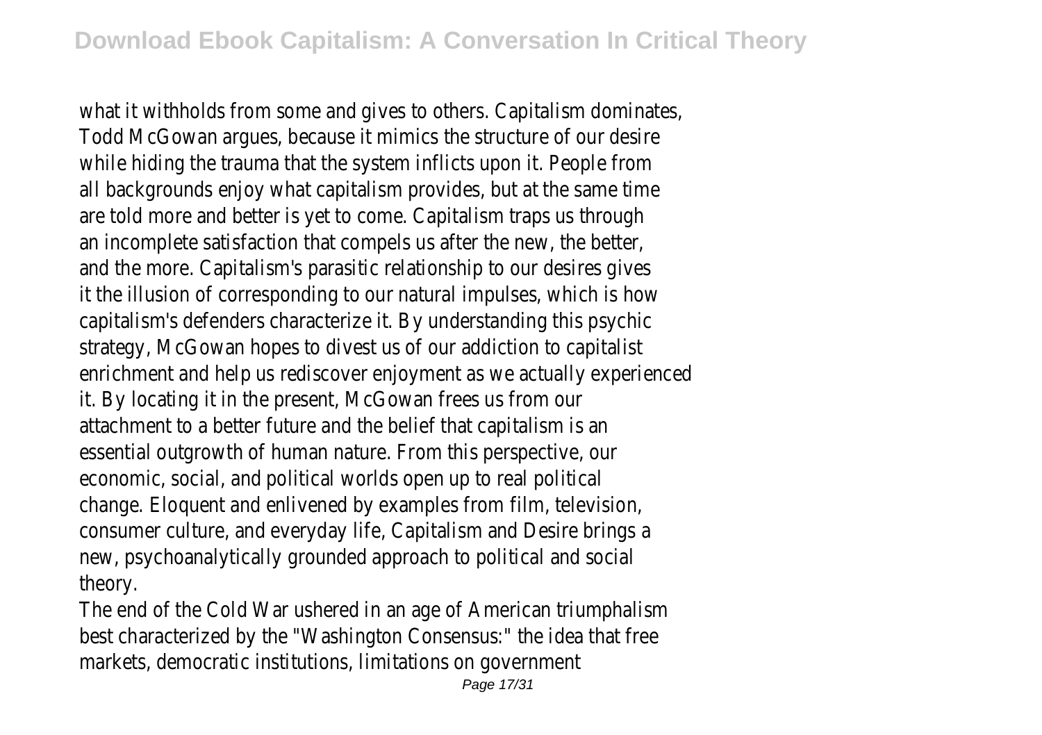what it withholds from some and gives to others. Capitalism dominates, Todd McGowan argues, because it mimics the structure of our desire while hiding the trauma that the system inflicts upon it. People from all backgrounds enjoy what capitalism provides, but at the same time are told more and better is yet to come. Capitalism traps us through an incomplete satisfaction that compels us after the new, the better, and the more. Capitalism's parasitic relationship to our desires gives it the illusion of corresponding to our natural impulses, which is how capitalism's defenders characterize it. By understanding this psychic strategy, McGowan hopes to divest us of our addiction to capitalist enrichment and help us rediscover enjoyment as we actually experienced it. By locating it in the present, McGowan frees us from our attachment to a better future and the belief that capitalism is an essential outgrowth of human nature. From this perspective, our economic, social, and political worlds open up to real political change. Eloquent and enlivened by examples from film, television, consumer culture, and everyday life, Capitalism and Desire brings a new, psychoanalytically grounded approach to political and social theory.

The end of the Cold War ushered in an age of American triumphalism best characterized by the "Washington Consensus:" the idea that free markets, democratic institutions, limitations on government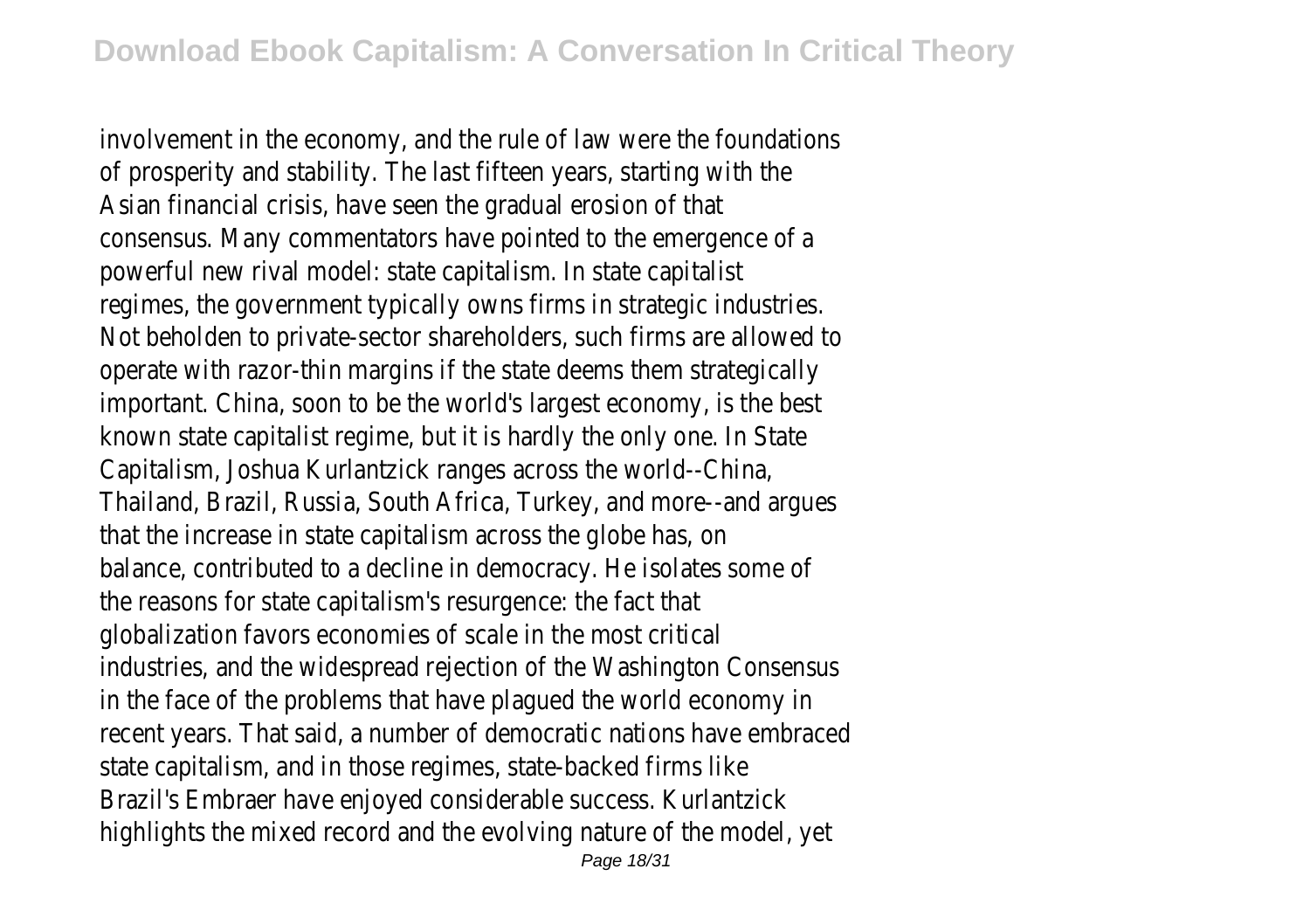involvement in the economy, and the rule of law were the foundations of prosperity and stability. The last fifteen years, starting with the Asian financial crisis, have seen the gradual erosion of that consensus. Many commentators have pointed to the emergence of a powerful new rival model: state capitalism. In state capitalist regimes, the government typically owns firms in strategic industries. Not beholden to private-sector shareholders, such firms are allowed to operate with razor-thin margins if the state deems them strategically important. China, soon to be the world's largest economy, is the best known state capitalist regime, but it is hardly the only one. In State Capitalism, Joshua Kurlantzick ranges across the world--China, Thailand, Brazil, Russia, South Africa, Turkey, and more--and argues that the increase in state capitalism across the globe has, on balance, contributed to a decline in democracy. He isolates some of the reasons for state capitalism's resurgence: the fact that globalization favors economies of scale in the most critical industries, and the widespread rejection of the Washington Consensus in the face of the problems that have plagued the world economy in recent years. That said, a number of democratic nations have embraced state capitalism, and in those regimes, state-backed firms like Brazil's Embraer have enjoyed considerable success. Kurlantzick highlights the mixed record and the evolving nature of the model, yet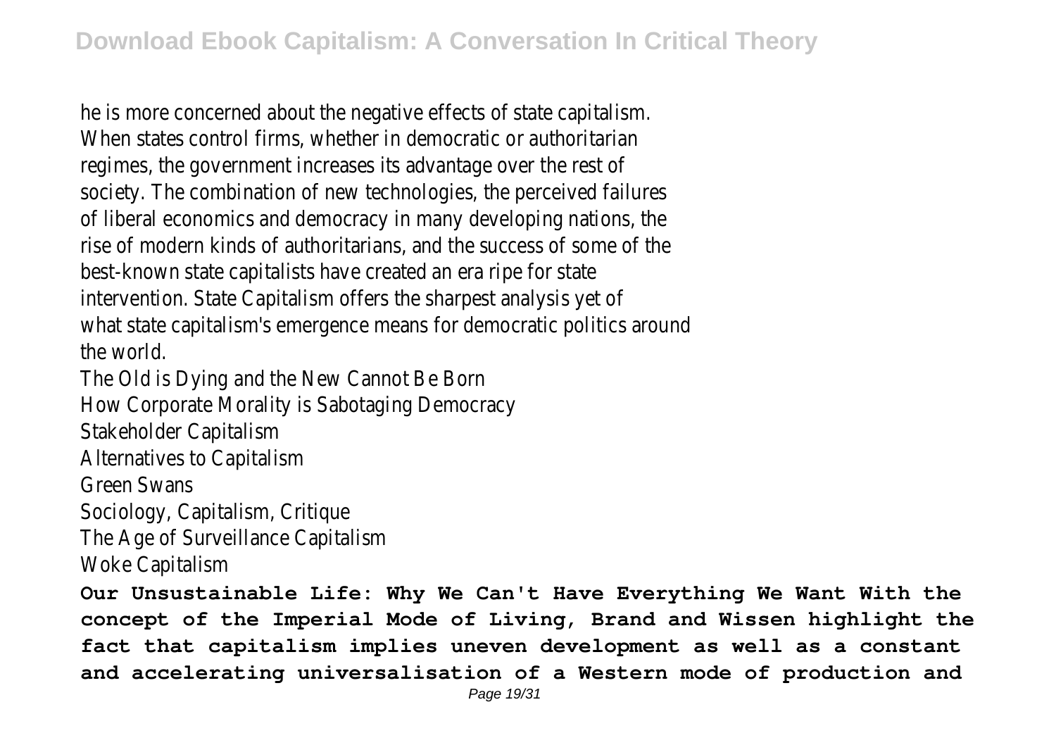he is more concerned about the negative effects of state capitalism. When states control firms, whether in democratic or authoritarian regimes, the government increases its advantage over the rest of society. The combination of new technologies, the perceived failures of liberal economics and democracy in many developing nations, the rise of modern kinds of authoritarians, and the success of some of the best-known state capitalists have created an era ripe for state intervention. State Capitalism offers the sharpest analysis yet of what state capitalism's emergence means for democratic politics around the world.

The Old is Dying and the New Cannot Be Born
How Corporate Morality is Sabotaging Democracy
Stakeholder Capitalism
Alternatives to Capitalism
Green Swans
Sociology, Capitalism, Critique
The Age of Surveillance Capitalism
Woke Capitalism

**Our Unsustainable Life: Why We Can't Have Everything We Want With the concept of the Imperial Mode of Living, Brand and Wissen highlight the fact that capitalism implies uneven development as well as a constant and accelerating universalisation of a Western mode of production and**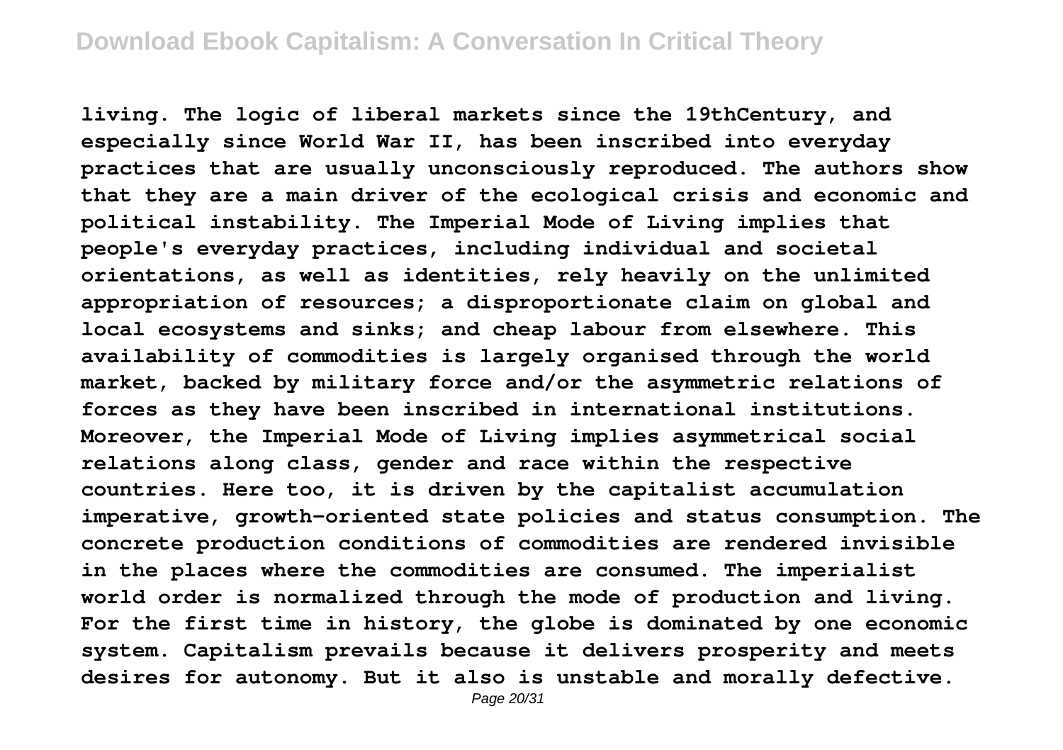living. The logic of liberal markets since the 19thCentury, and especially since World War II, has been inscribed into everyday practices that are usually unconsciously reproduced. The authors show that they are a main driver of the ecological crisis and economic and political instability. The Imperial Mode of Living implies that people's everyday practices, including individual and societal orientations, as well as identities, rely heavily on the unlimited appropriation of resources; a disproportionate claim on global and local ecosystems and sinks; and cheap labour from elsewhere. This availability of commodities is largely organised through the world market, backed by military force and/or the asymmetric relations of forces as they have been inscribed in international institutions. Moreover, the Imperial Mode of Living implies asymmetrical social relations along class, gender and race within the respective countries. Here too, it is driven by the capitalist accumulation imperative, growth-oriented state policies and status consumption. The concrete production conditions of commodities are rendered invisible in the places where the commodities are consumed. The imperialist world order is normalized through the mode of production and living. For the first time in history, the globe is dominated by one economic system. Capitalism prevails because it delivers prosperity and meets desires for autonomy. But it also is unstable and morally defective.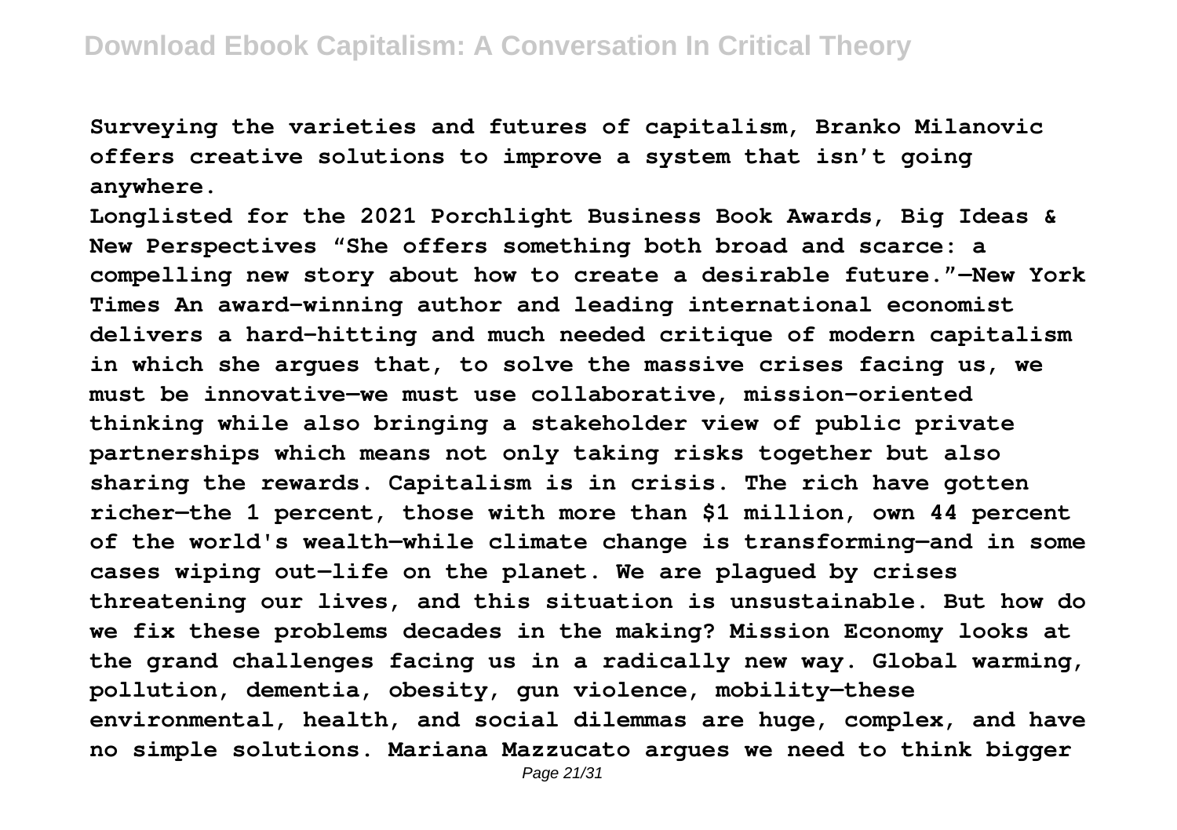**Surveying the varieties and futures of capitalism, Branko Milanovic offers creative solutions to improve a system that isn't going anywhere.**

**Longlisted for the 2021 Porchlight Business Book Awards, Big Ideas & New Perspectives "She offers something both broad and scarce: a compelling new story about how to create a desirable future."—New York Times An award-winning author and leading international economist delivers a hard-hitting and much needed critique of modern capitalism in which she argues that, to solve the massive crises facing us, we must be innovative—we must use collaborative, mission-oriented thinking while also bringing a stakeholder view of public private partnerships which means not only taking risks together but also sharing the rewards. Capitalism is in crisis. The rich have gotten richer—the 1 percent, those with more than $1 million, own 44 percent of the world's wealth—while climate change is transforming—and in some cases wiping out—life on the planet. We are plagued by crises threatening our lives, and this situation is unsustainable. But how do we fix these problems decades in the making? Mission Economy looks at the grand challenges facing us in a radically new way. Global warming, pollution, dementia, obesity, gun violence, mobility—these environmental, health, and social dilemmas are huge, complex, and have no simple solutions. Mariana Mazzucato argues we need to think bigger**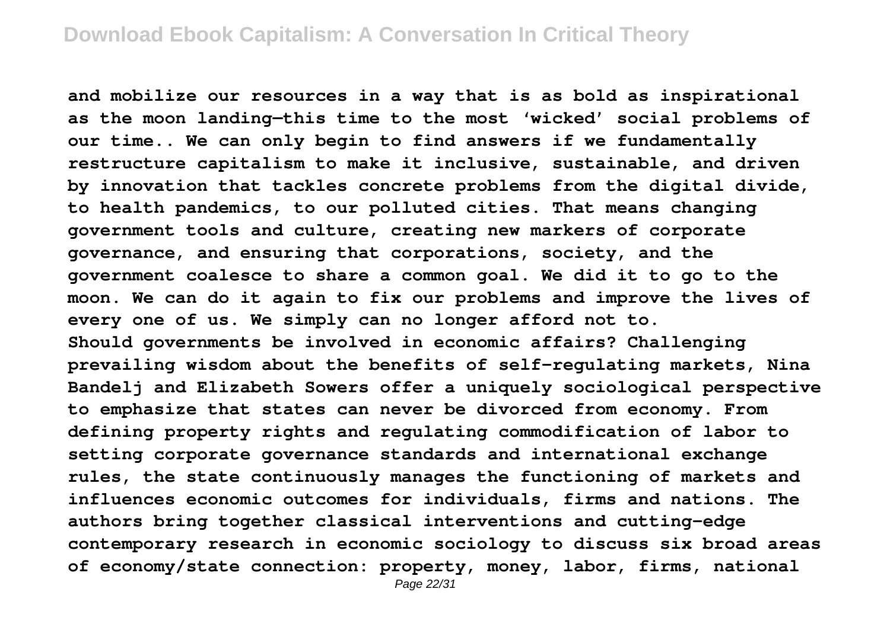**and mobilize our resources in a way that is as bold as inspirational as the moon landing—this time to the most 'wicked' social problems of our time.. We can only begin to find answers if we fundamentally restructure capitalism to make it inclusive, sustainable, and driven by innovation that tackles concrete problems from the digital divide, to health pandemics, to our polluted cities. That means changing government tools and culture, creating new markers of corporate governance, and ensuring that corporations, society, and the government coalesce to share a common goal. We did it to go to the moon. We can do it again to fix our problems and improve the lives of every one of us. We simply can no longer afford not to.**

**Should governments be involved in economic affairs? Challenging prevailing wisdom about the benefits of self-regulating markets, Nina Bandelj and Elizabeth Sowers offer a uniquely sociological perspective to emphasize that states can never be divorced from economy. From defining property rights and regulating commodification of labor to setting corporate governance standards and international exchange rules, the state continuously manages the functioning of markets and influences economic outcomes for individuals, firms and nations. The authors bring together classical interventions and cutting-edge contemporary research in economic sociology to discuss six broad areas of economy/state connection: property, money, labor, firms, national**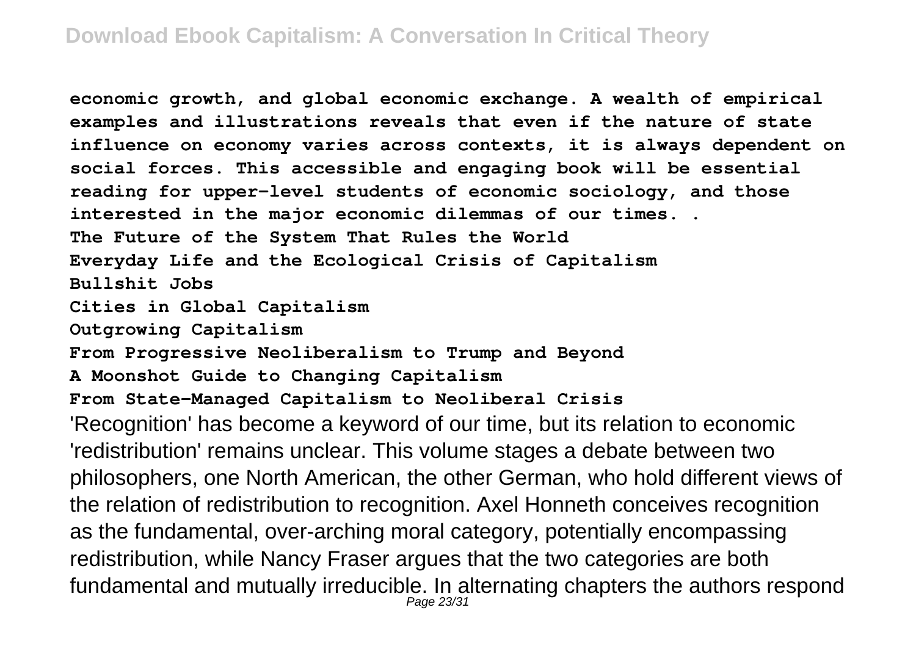**economic growth, and global economic exchange. A wealth of empirical examples and illustrations reveals that even if the nature of state influence on economy varies across contexts, it is always dependent on social forces. This accessible and engaging book will be essential reading for upper-level students of economic sociology, and those interested in the major economic dilemmas of our times. .**

**The Future of the System That Rules the World**

**Everyday Life and the Ecological Crisis of Capitalism**

**Bullshit Jobs**

**Cities in Global Capitalism**

**Outgrowing Capitalism**

**From Progressive Neoliberalism to Trump and Beyond**

**A Moonshot Guide to Changing Capitalism**

**From State-Managed Capitalism to Neoliberal Crisis**

'Recognition' has become a keyword of our time, but its relation to economic 'redistribution' remains unclear. This volume stages a debate between two philosophers, one North American, the other German, who hold different views of the relation of redistribution to recognition. Axel Honneth conceives recognition as the fundamental, over-arching moral category, potentially encompassing redistribution, while Nancy Fraser argues that the two categories are both fundamental and mutually irreducible. In alternating chapters the authors respond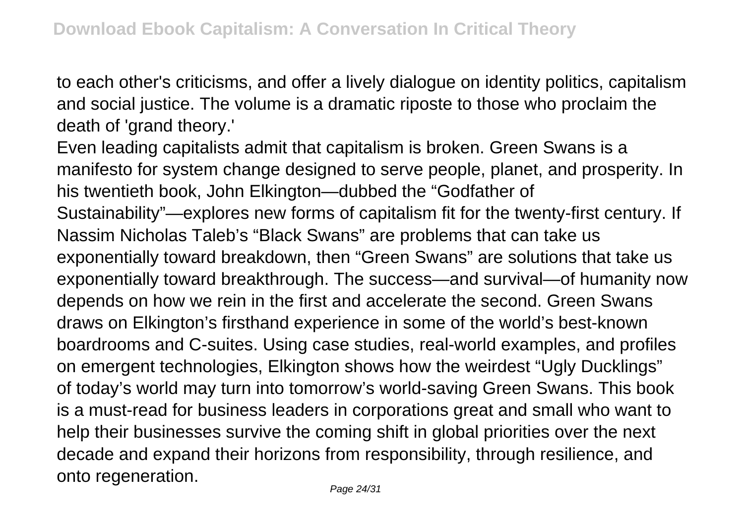to each other's criticisms, and offer a lively dialogue on identity politics, capitalism and social justice. The volume is a dramatic riposte to those who proclaim the death of 'grand theory.'

Even leading capitalists admit that capitalism is broken. Green Swans is a manifesto for system change designed to serve people, planet, and prosperity. In his twentieth book, John Elkington—dubbed the "Godfather of Sustainability"—explores new forms of capitalism fit for the twenty-first century. If Nassim Nicholas Taleb's "Black Swans" are problems that can take us exponentially toward breakdown, then "Green Swans" are solutions that take us exponentially toward breakthrough. The success—and survival—of humanity now depends on how we rein in the first and accelerate the second. Green Swans draws on Elkington's firsthand experience in some of the world's best-known boardrooms and C-suites. Using case studies, real-world examples, and profiles on emergent technologies, Elkington shows how the weirdest "Ugly Ducklings" of today's world may turn into tomorrow's world-saving Green Swans. This book is a must-read for business leaders in corporations great and small who want to help their businesses survive the coming shift in global priorities over the next decade and expand their horizons from responsibility, through resilience, and onto regeneration.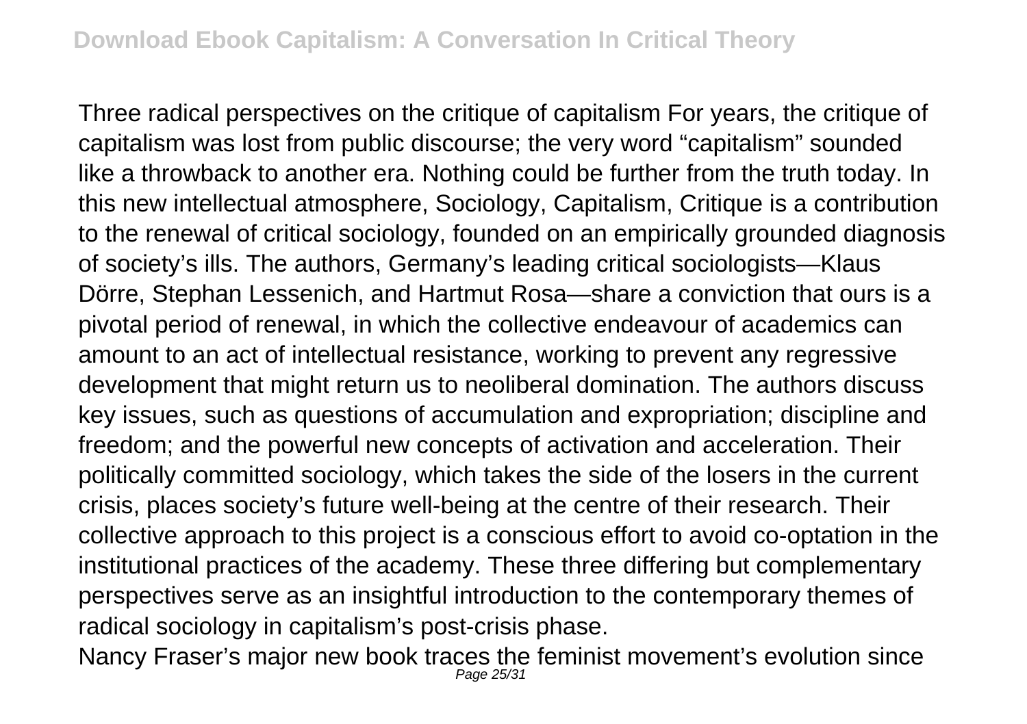Three radical perspectives on the critique of capitalism For years, the critique of capitalism was lost from public discourse; the very word "capitalism" sounded like a throwback to another era. Nothing could be further from the truth today. In this new intellectual atmosphere, Sociology, Capitalism, Critique is a contribution to the renewal of critical sociology, founded on an empirically grounded diagnosis of society's ills. The authors, Germany's leading critical sociologists—Klaus Dörre, Stephan Lessenich, and Hartmut Rosa—share a conviction that ours is a pivotal period of renewal, in which the collective endeavour of academics can amount to an act of intellectual resistance, working to prevent any regressive development that might return us to neoliberal domination. The authors discuss key issues, such as questions of accumulation and expropriation; discipline and freedom; and the powerful new concepts of activation and acceleration. Their politically committed sociology, which takes the side of the losers in the current crisis, places society's future well-being at the centre of their research. Their collective approach to this project is a conscious effort to avoid co-optation in the institutional practices of the academy. These three differing but complementary perspectives serve as an insightful introduction to the contemporary themes of radical sociology in capitalism's post-crisis phase.

Nancy Fraser's major new book traces the feminist movement's evolution since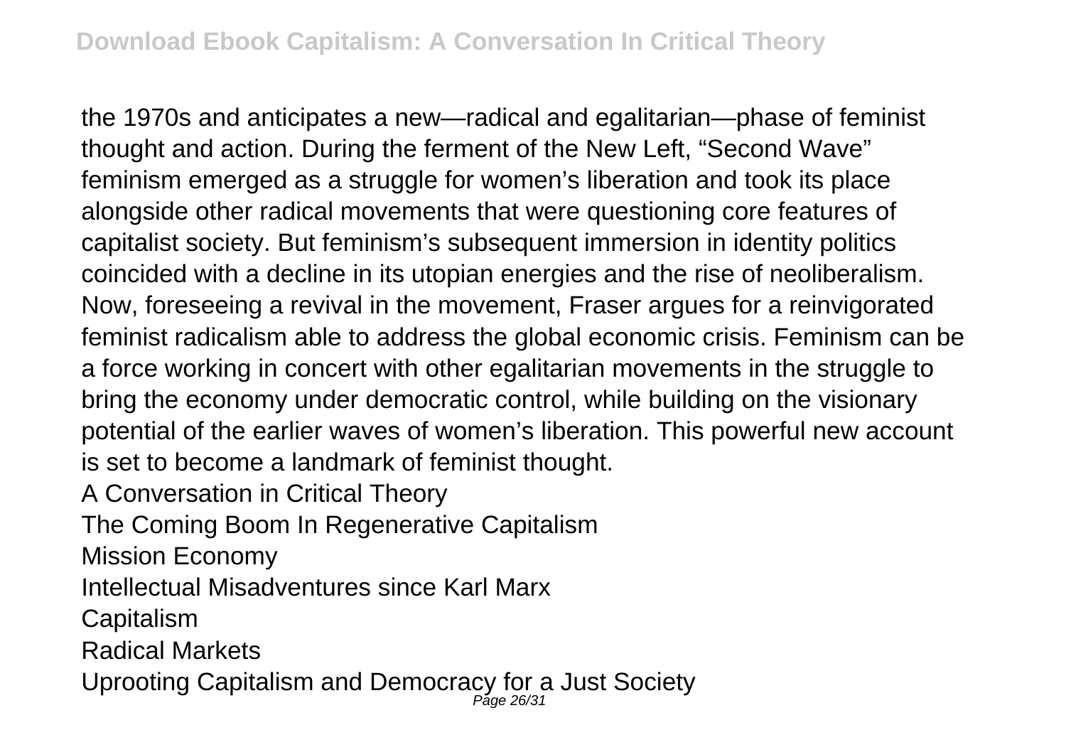the 1970s and anticipates a new—radical and egalitarian—phase of feminist thought and action. During the ferment of the New Left, "Second Wave" feminism emerged as a struggle for women's liberation and took its place alongside other radical movements that were questioning core features of capitalist society. But feminism's subsequent immersion in identity politics coincided with a decline in its utopian energies and the rise of neoliberalism. Now, foreseeing a revival in the movement, Fraser argues for a reinvigorated feminist radicalism able to address the global economic crisis. Feminism can be a force working in concert with other egalitarian movements in the struggle to bring the economy under democratic control, while building on the visionary potential of the earlier waves of women's liberation. This powerful new account is set to become a landmark of feminist thought.

A Conversation in Critical Theory

The Coming Boom In Regenerative Capitalism

Mission Economy

Intellectual Misadventures since Karl Marx

Capitalism

Radical Markets

Uprooting Capitalism and Democracy for a Just Society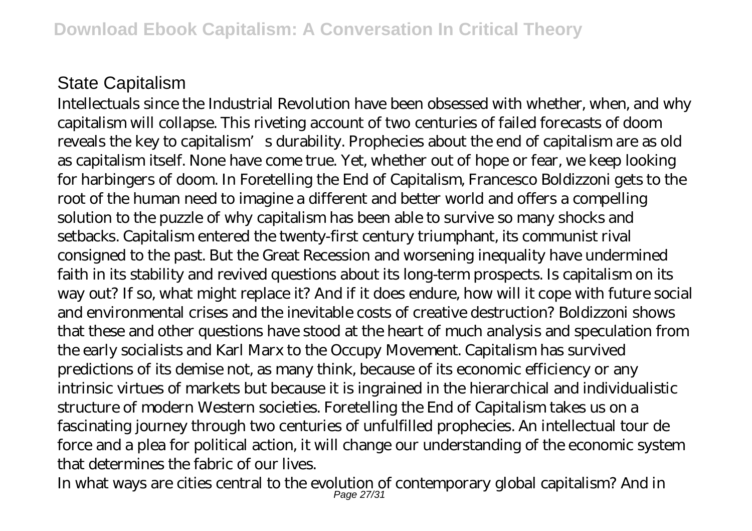## State Capitalism

Intellectuals since the Industrial Revolution have been obsessed with whether, when, and why capitalism will collapse. This riveting account of two centuries of failed forecasts of doom reveals the key to capitalism's durability. Prophecies about the end of capitalism are as old as capitalism itself. None have come true. Yet, whether out of hope or fear, we keep looking for harbingers of doom. In Foretelling the End of Capitalism, Francesco Boldizzoni gets to the root of the human need to imagine a different and better world and offers a compelling solution to the puzzle of why capitalism has been able to survive so many shocks and setbacks. Capitalism entered the twenty-first century triumphant, its communist rival consigned to the past. But the Great Recession and worsening inequality have undermined faith in its stability and revived questions about its long-term prospects. Is capitalism on its way out? If so, what might replace it? And if it does endure, how will it cope with future social and environmental crises and the inevitable costs of creative destruction? Boldizzoni shows that these and other questions have stood at the heart of much analysis and speculation from the early socialists and Karl Marx to the Occupy Movement. Capitalism has survived predictions of its demise not, as many think, because of its economic efficiency or any intrinsic virtues of markets but because it is ingrained in the hierarchical and individualistic structure of modern Western societies. Foretelling the End of Capitalism takes us on a fascinating journey through two centuries of unfulfilled prophecies. An intellectual tour de force and a plea for political action, it will change our understanding of the economic system that determines the fabric of our lives.

In what ways are cities central to the evolution of contemporary global capitalism? And in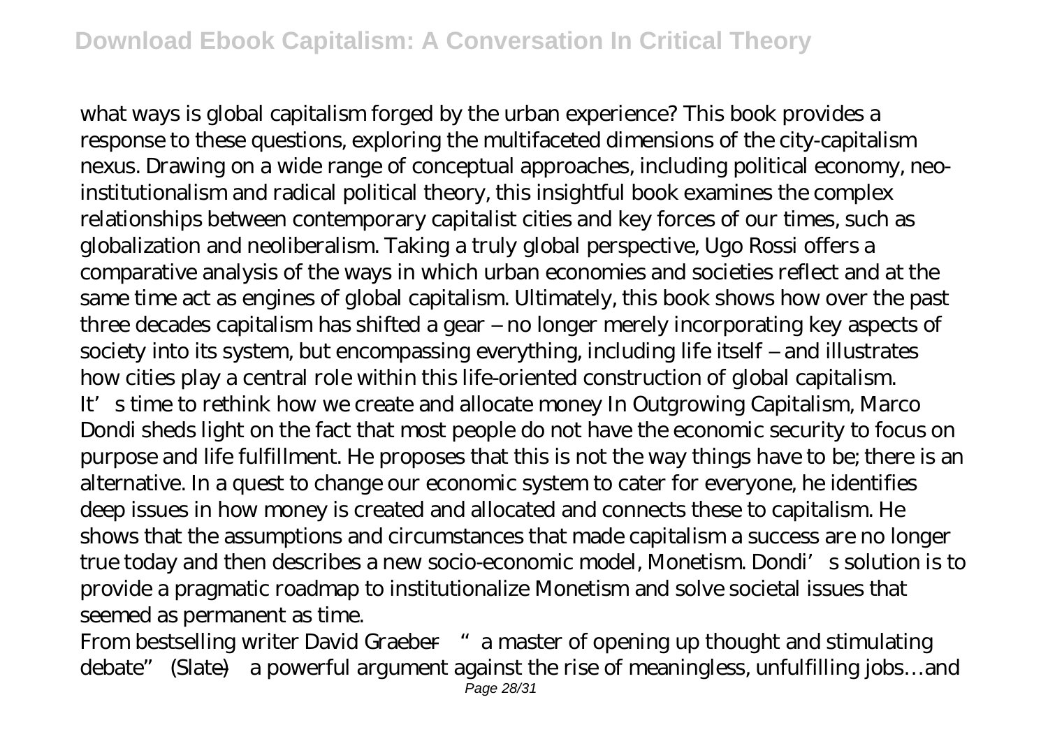what ways is global capitalism forged by the urban experience? This book provides a response to these questions, exploring the multifaceted dimensions of the city-capitalism nexus. Drawing on a wide range of conceptual approaches, including political economy, neo-institutionalism and radical political theory, this insightful book examines the complex relationships between contemporary capitalist cities and key forces of our times, such as globalization and neoliberalism. Taking a truly global perspective, Ugo Rossi offers a comparative analysis of the ways in which urban economies and societies reflect and at the same time act as engines of global capitalism. Ultimately, this book shows how over the past three decades capitalism has shifted a gear – no longer merely incorporating key aspects of society into its system, but encompassing everything, including life itself – and illustrates how cities play a central role within this life-oriented construction of global capitalism.

It's time to rethink how we create and allocate money In Outgrowing Capitalism, Marco Dondi sheds light on the fact that most people do not have the economic security to focus on purpose and life fulfillment. He proposes that this is not the way things have to be; there is an alternative. In a quest to change our economic system to cater for everyone, he identifies deep issues in how money is created and allocated and connects these to capitalism. He shows that the assumptions and circumstances that made capitalism a success are no longer true today and then describes a new socio-economic model, Monetism. Dondi's solution is to provide a pragmatic roadmap to institutionalize Monetism and solve societal issues that seemed as permanent as time.

From bestselling writer David Graeber—"a master of opening up thought and stimulating debate" (Slate)—a powerful argument against the rise of meaningless, unfulfilling jobs…and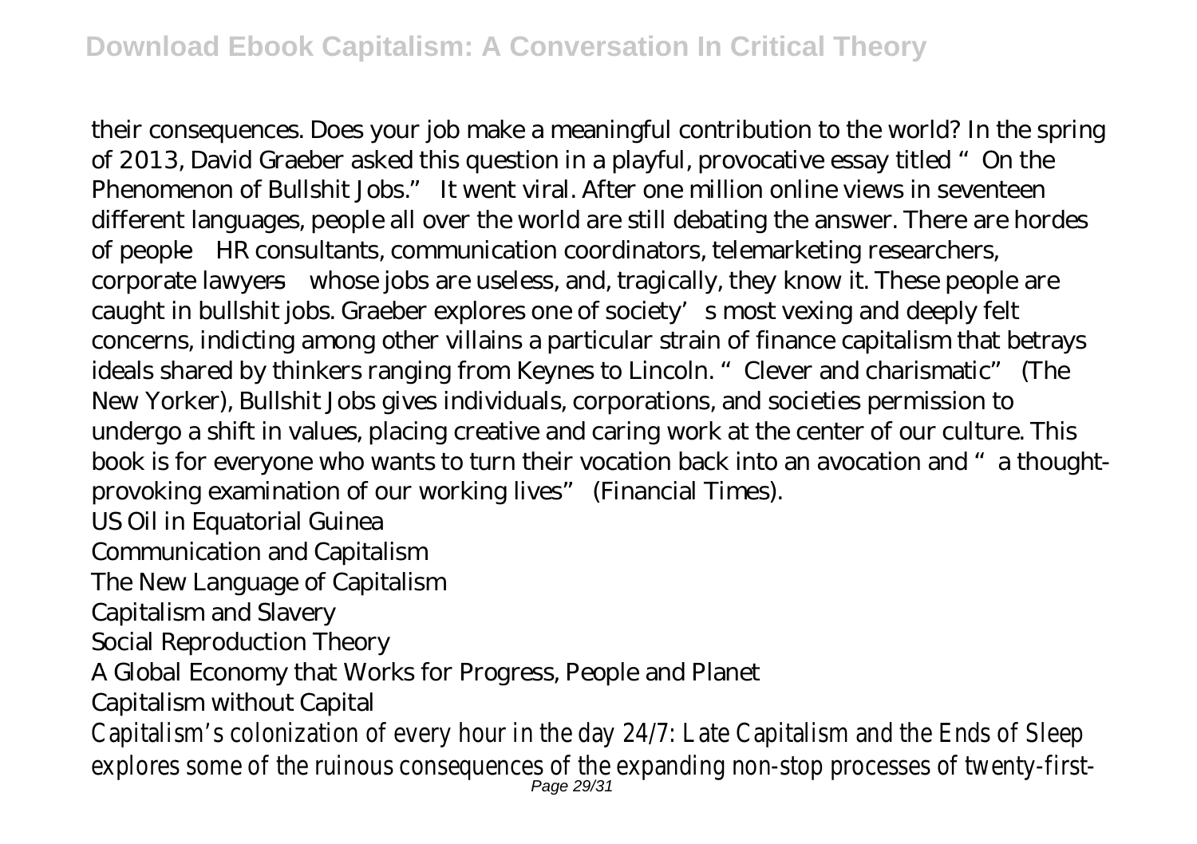their consequences. Does your job make a meaningful contribution to the world? In the spring of 2013, David Graeber asked this question in a playful, provocative essay titled "On the Phenomenon of Bullshit Jobs." It went viral. After one million online views in seventeen different languages, people all over the world are still debating the answer. There are hordes of people—HR consultants, communication coordinators, telemarketing researchers, corporate lawyers—whose jobs are useless, and, tragically, they know it. These people are caught in bullshit jobs. Graeber explores one of society's most vexing and deeply felt concerns, indicting among other villains a particular strain of finance capitalism that betrays ideals shared by thinkers ranging from Keynes to Lincoln. "Clever and charismatic" (The New Yorker), Bullshit Jobs gives individuals, corporations, and societies permission to undergo a shift in values, placing creative and caring work at the center of our culture. This book is for everyone who wants to turn their vocation back into an avocation and "a thought-provoking examination of our working lives" (Financial Times).

US Oil in Equatorial Guinea

Communication and Capitalism

The New Language of Capitalism

Capitalism and Slavery

Social Reproduction Theory

A Global Economy that Works for Progress, People and Planet

Capitalism without Capital

Capitalism's colonization of every hour in the day 24/7: Late Capitalism and the Ends of Sleep explores some of the ruinous consequences of the expanding non-stop processes of twenty-first-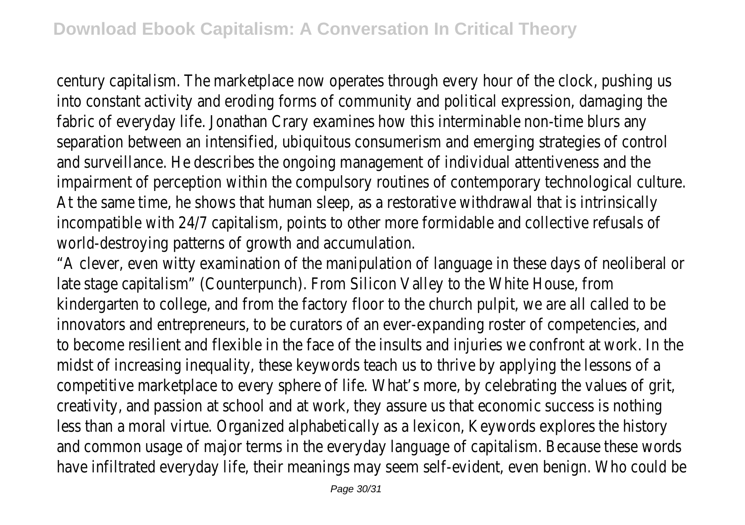century capitalism. The marketplace now operates through every hour of the clock, pushing us into constant activity and eroding forms of community and political expression, damaging the fabric of everyday life. Jonathan Crary examines how this interminable non-time blurs any separation between an intensified, ubiquitous consumerism and emerging strategies of control and surveillance. He describes the ongoing management of individual attentiveness and the impairment of perception within the compulsory routines of contemporary technological culture. At the same time, he shows that human sleep, as a restorative withdrawal that is intrinsically incompatible with 24/7 capitalism, points to other more formidable and collective refusals of world-destroying patterns of growth and accumulation.

"A clever, even witty examination of the manipulation of language in these days of neoliberal or late stage capitalism" (Counterpunch). From Silicon Valley to the White House, from kindergarten to college, and from the factory floor to the church pulpit, we are all called to be innovators and entrepreneurs, to be curators of an ever-expanding roster of competencies, and to become resilient and flexible in the face of the insults and injuries we confront at work. In the midst of increasing inequality, these keywords teach us to thrive by applying the lessons of a competitive marketplace to every sphere of life. What's more, by celebrating the values of grit, creativity, and passion at school and at work, they assure us that economic success is nothing less than a moral virtue. Organized alphabetically as a lexicon, Keywords explores the history and common usage of major terms in the everyday language of capitalism. Because these words have infiltrated everyday life, their meanings may seem self-evident, even benign. Who could be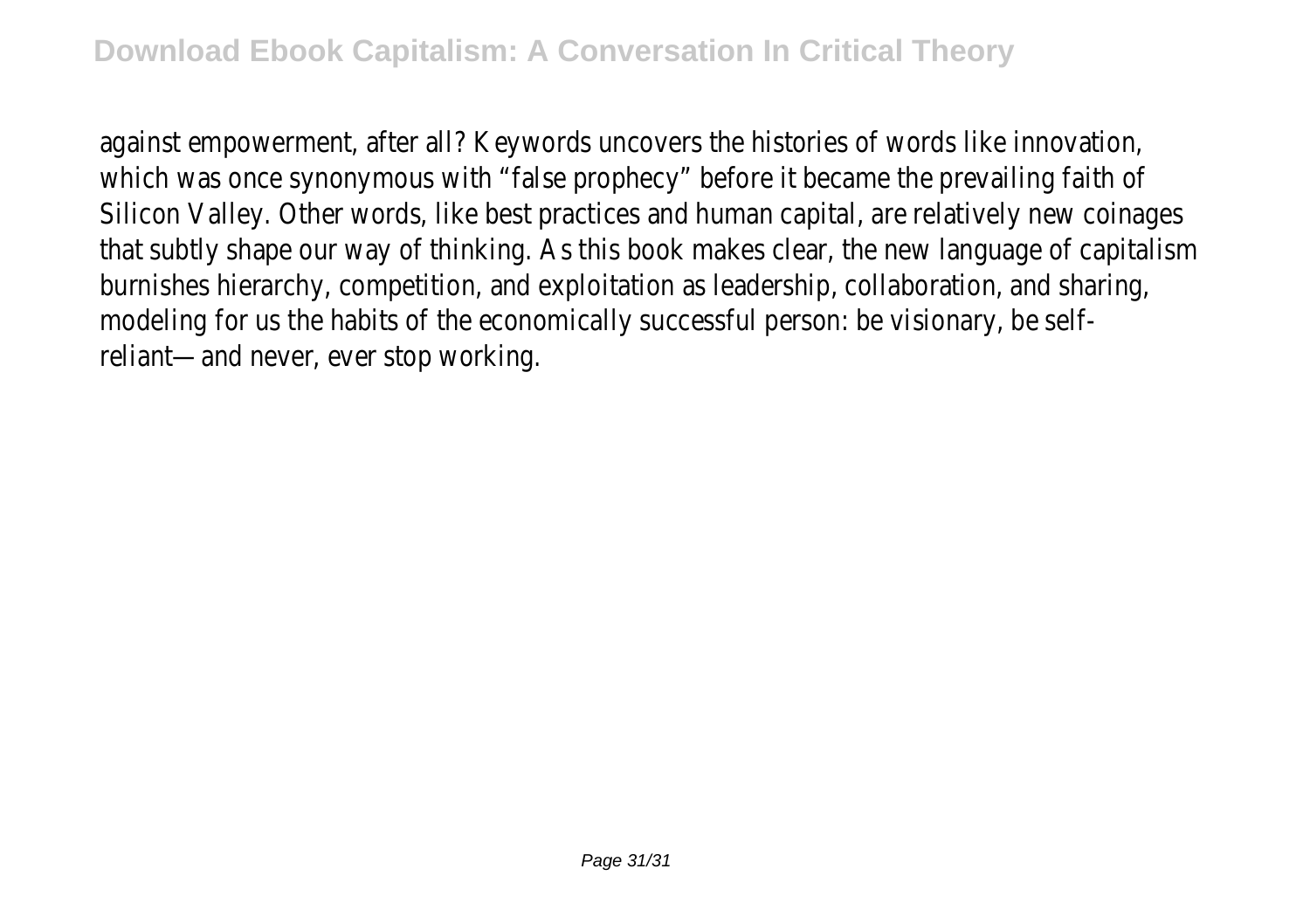against empowerment, after all? Keywords uncovers the histories of words like innovation, which was once synonymous with “false prophecy” before it became the prevailing faith of Silicon Valley. Other words, like best practices and human capital, are relatively new coinages that subtly shape our way of thinking. As this book makes clear, the new language of capitalism burnishes hierarchy, competition, and exploitation as leadership, collaboration, and sharing, modeling for us the habits of the economically successful person: be visionary, be self-reliant—and never, ever stop working.